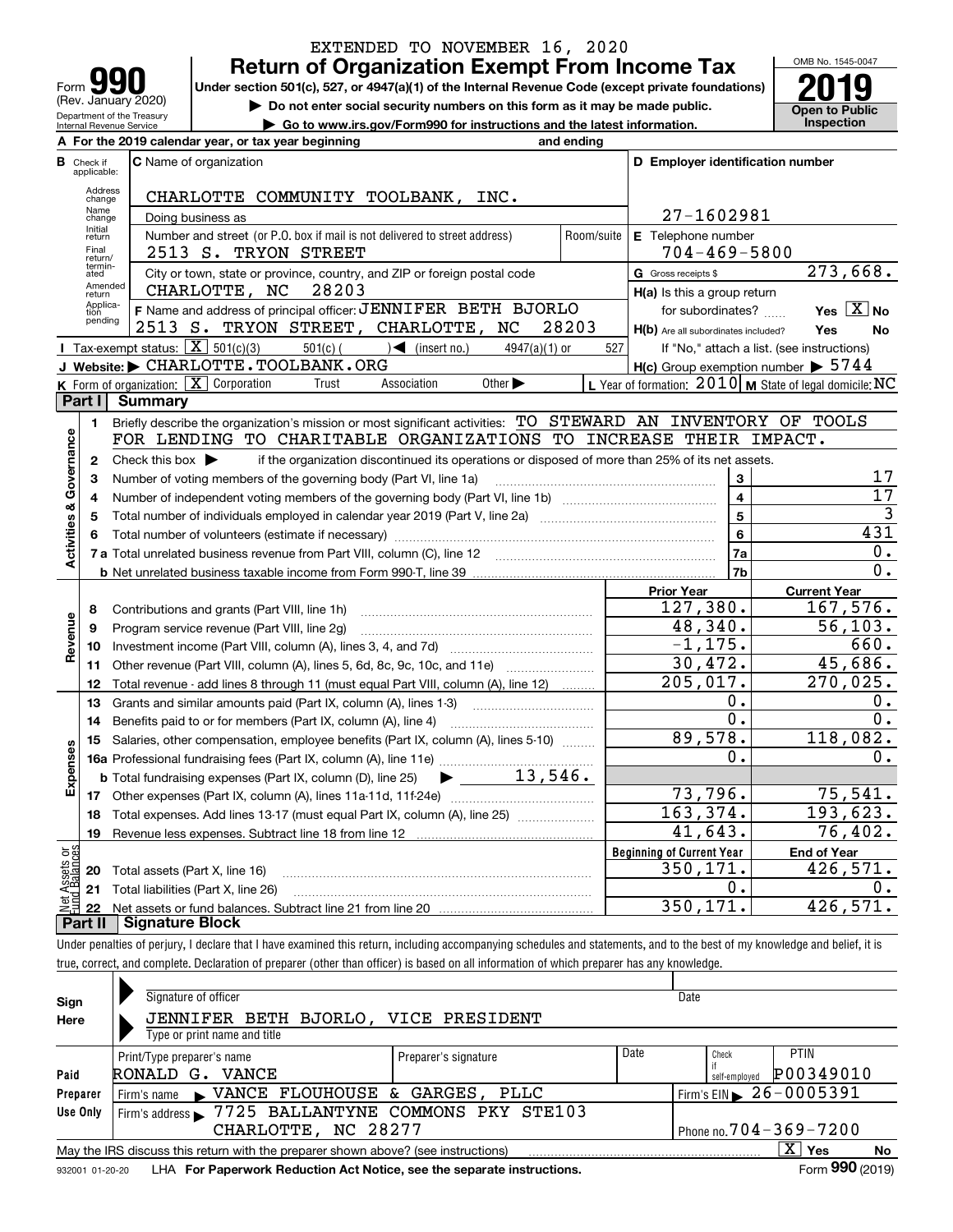EXTENDED TO NOVEMBER 16, 2020

# Form 990 Return of Organization Exempt From Income Tax

Form **990** (Rev. January 2020)
Department of the Treasury
Internal Revenue Service

**Under section 501(c), 527, or 4947(a)(1) of the Internal Revenue Code (except private foundations)**

▶ **Do not enter social security numbers on this form as it may be made public.**

▶ **Go to www.irs.gov/Form990 for instructions and the latest information.**

OMB No. 1545-0047

**2019**

**Open to Public Inspection**

**A** For the 2019 calendar year, or tax year beginning and ending

**B** Check if applicable: Address change, Name change, Initial return, Final return/terminated, Amended return, Application pending

**C** Name of organization: CHARLOTTE COMMUNITY TOOLBANK, INC.

Doing business as

Number and street (or P.O. box if mail is not delivered to street address) Room/suite: 2513 S. TRYON STREET

City or town, state or province, country, and ZIP or foreign postal code: CHARLOTTE, NC 28203

**D** Employer identification number: 27-1602981

**E** Telephone number: 704-469-5800

**G** Gross receipts $ 273,668.

**F** Name and address of principal officer: JENNIFER BETH BJORLO, 2513 S. TRYON STREET, CHARLOTTE, NC 28203

**H(a)** Is this a group return for subordinates? Yes [X] No

**H(b)** Are all subordinates included? Yes No

If "No," attach a list. (see instructions)

**H(c)** Group exemption number ▶ 5744

**I** Tax-exempt status: [X] 501(c)(3) 501(c) ( ) ◀ (insert no.) 4947(a)(1) or 527

**J** Website: ▶ CHARLOTTE.TOOLBANK.ORG

**K** Form of organization: [X] Corporation Trust Association Other ▶

**L** Year of formation: 2010 **M** State of legal domicile: NC

## Part I Summary

**Activities & Governance**

1. Briefly describe the organization's mission or most significant activities: TO STEWARD AN INVENTORY OF TOOLS FOR LENDING TO CHARITABLE ORGANIZATIONS TO INCREASE THEIR IMPACT.
2. Check this box ▶ if the organization discontinued its operations or disposed of more than 25% of its net assets.

| | | | |
|---|---|---|---|
| 3 | Number of voting members of the governing body (Part VI, line 1a) | 3 | 17 |
| 4 | Number of independent voting members of the governing body (Part VI, line 1b) | 4 | 17 |
| 5 | Total number of individuals employed in calendar year 2019 (Part V, line 2a) | 5 | 3 |
| 6 | Total number of volunteers (estimate if necessary) | 6 | 431 |
| 7a | Total unrelated business revenue from Part VIII, column (C), line 12 | 7a | 0. |
| b | Net unrelated business taxable income from Form 990-T, line 39 | 7b | 0. |

| | | Prior Year | Current Year |
|---|---|---|---|
| **Revenue** | | | |
| 8 | Contributions and grants (Part VIII, line 1h) | 127,380. | 167,576. |
| 9 | Program service revenue (Part VIII, line 2g) | 48,340. | 56,103. |
| 10 | Investment income (Part VIII, column (A), lines 3, 4, and 7d) | -1,175. | 660. |
| 11 | Other revenue (Part VIII, column (A), lines 5, 6d, 8c, 9c, 10c, and 11e) | 30,472. | 45,686. |
| 12 | Total revenue - add lines 8 through 11 (must equal Part VIII, column (A), line 12) | 205,017. | 270,025. |
| **Expenses** | | | |
| 13 | Grants and similar amounts paid (Part IX, column (A), lines 1-3) | 0. | 0. |
| 14 | Benefits paid to or for members (Part IX, column (A), line 4) | 0. | 0. |
| 15 | Salaries, other compensation, employee benefits (Part IX, column (A), lines 5-10) | 89,578. | 118,082. |
| 16a | Professional fundraising fees (Part IX, column (A), line 11e) | 0. | 0. |
| b | Total fundraising expenses (Part IX, column (D), line 25) ▶ 13,546. | | |
| 17 | Other expenses (Part IX, column (A), lines 11a-11d, 11f-24e) | 73,796. | 75,541. |
| 18 | Total expenses. Add lines 13-17 (must equal Part IX, column (A), line 25) | 163,374. | 193,623. |
| 19 | Revenue less expenses. Subtract line 18 from line 12 | 41,643. | 76,402. |

| **Net Assets or Fund Balances** | | Beginning of Current Year | End of Year |
|---|---|---|---|
| 20 | Total assets (Part X, line 16) | 350,171. | 426,571. |
| 21 | Total liabilities (Part X, line 26) | 0. | 0. |
| 22 | Net assets or fund balances. Subtract line 21 from line 20 | 350,171. | 426,571. |

## Part II Signature Block

Under penalties of perjury, I declare that I have examined this return, including accompanying schedules and statements, and to the best of my knowledge and belief, it is true, correct, and complete. Declaration of preparer (other than officer) is based on all information of which preparer has any knowledge.

**Sign Here**

Signature of officer | Date

JENNIFER BETH BJORLO, VICE PRESIDENT
Type or print name and title

**Paid Preparer Use Only**

| Print/Type preparer's name | Preparer's signature | Date | Check if self-employed | PTIN |
|---|---|---|---|---|
| RONALD G. VANCE | | | | P00349010 |

Firm's name ▶ VANCE FLOUHOUSE & GARGES, PLLC — Firm's EIN ▶ 26-0005391

Firm's address ▶ 7725 BALLANTYNE COMMONS PKY STE103, CHARLOTTE, NC 28277 — Phone no. 704-369-7200

May the IRS discuss this return with the preparer shown above? (see instructions) [X] Yes No

932001 01-20-20 LHA **For Paperwork Reduction Act Notice, see the separate instructions.** Form **990** (2019)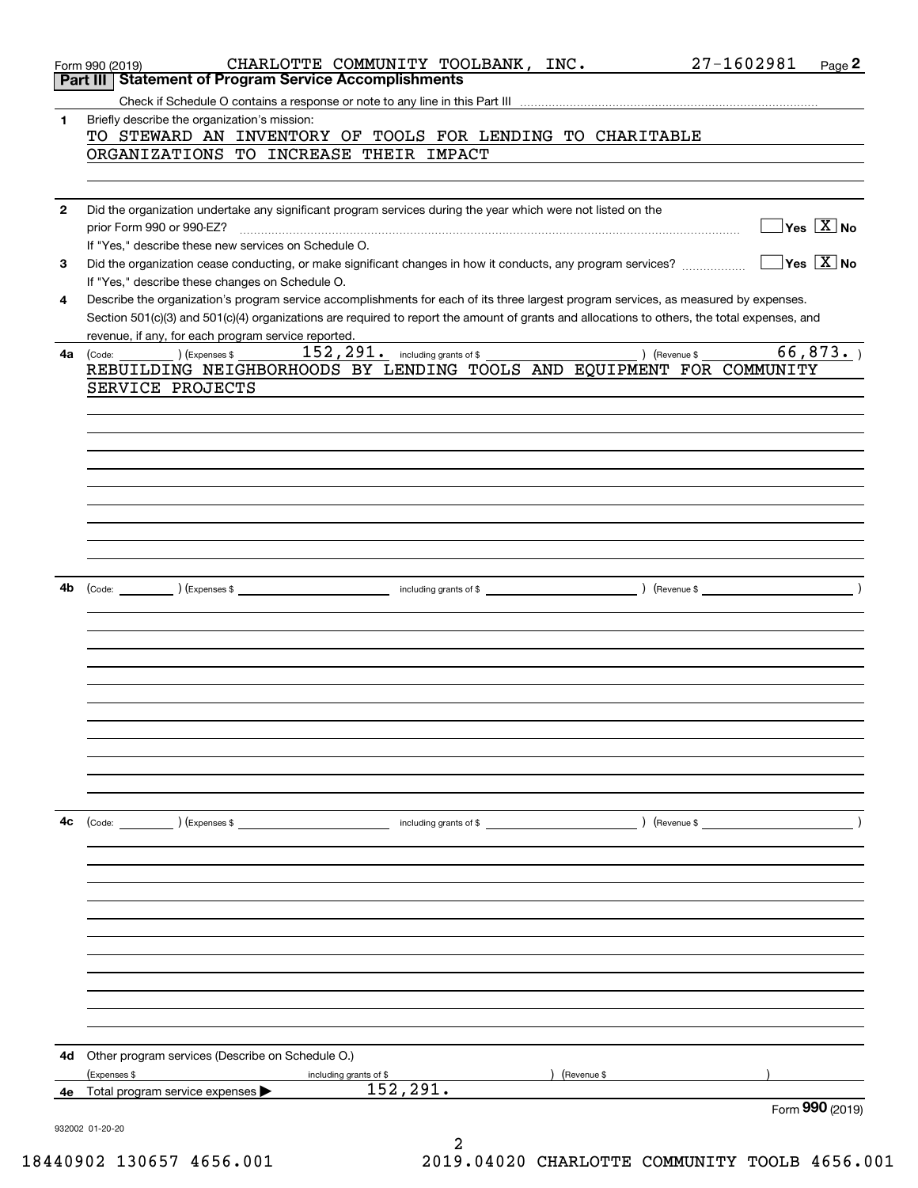Form 990 (2019) CHARLOTTE COMMUNITY TOOLBANK, INC. 27-1602981

## Part III Statement of Program Service Accomplishments

Check if Schedule O contains a response or note to any line in this Part III

**1** Briefly describe the organization's mission:

TO STEWARD AN INVENTORY OF TOOLS FOR LENDING TO CHARITABLE ORGANIZATIONS TO INCREASE THEIR IMPACT

**2** Did the organization undertake any significant program services during the year which were not listed on the prior Form 990 or 990-EZ? ☐ Yes ☒ No

If "Yes," describe these new services on Schedule O.

**3** Did the organization cease conducting, or make significant changes in how it conducts, any program services? ☐ Yes ☒ No

If "Yes," describe these changes on Schedule O.

**4** Describe the organization's program service accomplishments for each of its three largest program services, as measured by expenses. Section 501(c)(3) and 501(c)(4) organizations are required to report the amount of grants and allocations to others, the total expenses, and revenue, if any, for each program service reported.

**4a** (Code: ) (Expenses $ 152,291. including grants of $ ) (Revenue $ 66,873. )

REBUILDING NEIGHBORHOODS BY LENDING TOOLS AND EQUIPMENT FOR COMMUNITY SERVICE PROJECTS

**4b** (Code: ) (Expenses $ including grants of $ ) (Revenue $ )

**4c** (Code: ) (Expenses $ including grants of $ ) (Revenue $ )

**4d** Other program services (Describe on Schedule O.)

(Expenses $ including grants of $ ) (Revenue $ )

**4e** Total program service expenses ▶ 152,291.

Form **990** (2019)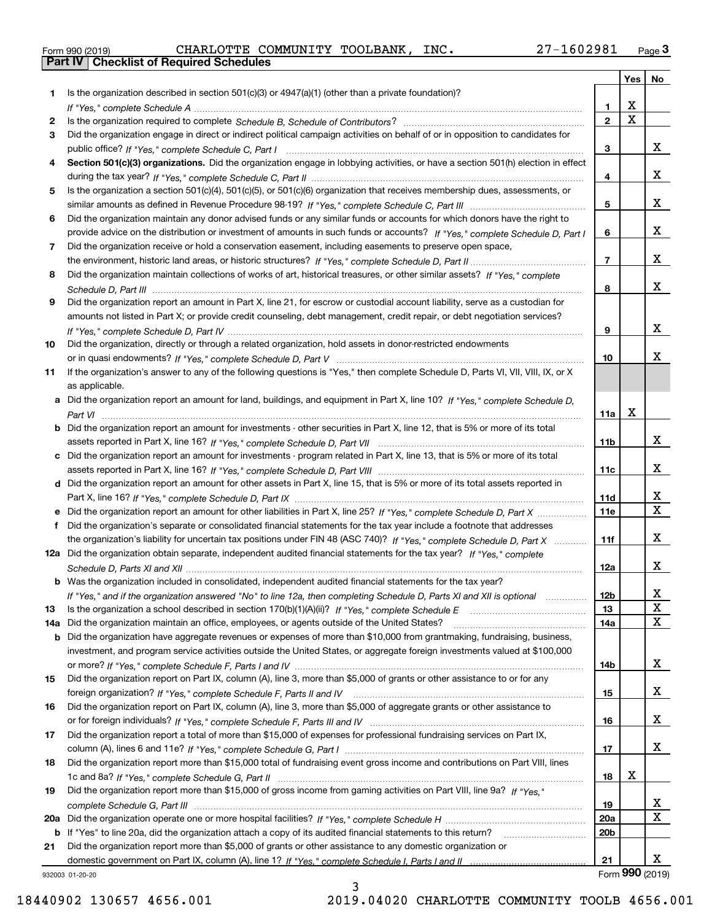Form 990 (2019) CHARLOTTE COMMUNITY TOOLBANK, INC. 27-1602981 Page 3

## Part IV Checklist of Required Schedules

| | | | Yes | No |
|---|---|---|---|---|
| 1 | Is the organization described in section 501(c)(3) or 4947(a)(1) (other than a private foundation)? *If "Yes," complete Schedule A* | 1 | X | |
| 2 | Is the organization required to complete *Schedule B, Schedule of Contributors*? | 2 | X | |
| 3 | Did the organization engage in direct or indirect political campaign activities on behalf of or in opposition to candidates for public office? *If "Yes," complete Schedule C, Part I* | 3 | | X |
| 4 | **Section 501(c)(3) organizations.** Did the organization engage in lobbying activities, or have a section 501(h) election in effect during the tax year? *If "Yes," complete Schedule C, Part II* | 4 | | X |
| 5 | Is the organization a section 501(c)(4), 501(c)(5), or 501(c)(6) organization that receives membership dues, assessments, or similar amounts as defined in Revenue Procedure 98-19? *If "Yes," complete Schedule C, Part III* | 5 | | X |
| 6 | Did the organization maintain any donor advised funds or any similar funds or accounts for which donors have the right to provide advice on the distribution or investment of amounts in such funds or accounts? *If "Yes," complete Schedule D, Part I* | 6 | | X |
| 7 | Did the organization receive or hold a conservation easement, including easements to preserve open space, the environment, historic land areas, or historic structures? *If "Yes," complete Schedule D, Part II* | 7 | | X |
| 8 | Did the organization maintain collections of works of art, historical treasures, or other similar assets? *If "Yes," complete Schedule D, Part III* | 8 | | X |
| 9 | Did the organization report an amount in Part X, line 21, for escrow or custodial account liability, serve as a custodian for amounts not listed in Part X; or provide credit counseling, debt management, credit repair, or debt negotiation services? *If "Yes," complete Schedule D, Part IV* | 9 | | X |
| 10 | Did the organization, directly or through a related organization, hold assets in donor-restricted endowments or in quasi endowments? *If "Yes," complete Schedule D, Part V* | 10 | | X |
| 11 | If the organization's answer to any of the following questions is "Yes," then complete Schedule D, Parts VI, VII, VIII, IX, or X as applicable. | | | |
| a | Did the organization report an amount for land, buildings, and equipment in Part X, line 10? *If "Yes," complete Schedule D, Part VI* | 11a | X | |
| b | Did the organization report an amount for investments - other securities in Part X, line 12, that is 5% or more of its total assets reported in Part X, line 16? *If "Yes," complete Schedule D, Part VII* | 11b | | X |
| c | Did the organization report an amount for investments - program related in Part X, line 13, that is 5% or more of its total assets reported in Part X, line 16? *If "Yes," complete Schedule D, Part VIII* | 11c | | X |
| d | Did the organization report an amount for other assets in Part X, line 15, that is 5% or more of its total assets reported in Part X, line 16? *If "Yes," complete Schedule D, Part IX* | 11d | | X |
| e | Did the organization report an amount for other liabilities in Part X, line 25? *If "Yes," complete Schedule D, Part X* | 11e | | X |
| f | Did the organization's separate or consolidated financial statements for the tax year include a footnote that addresses the organization's liability for uncertain tax positions under FIN 48 (ASC 740)? *If "Yes," complete Schedule D, Part X* | 11f | | X |
| 12a | Did the organization obtain separate, independent audited financial statements for the tax year? *If "Yes," complete Schedule D, Parts XI and XII* | 12a | | X |
| b | Was the organization included in consolidated, independent audited financial statements for the tax year? *If "Yes," and if the organization answered "No" to line 12a, then completing Schedule D, Parts XI and XII is optional* | 12b | | X |
| 13 | Is the organization a school described in section 170(b)(1)(A)(ii)? *If "Yes," complete Schedule E* | 13 | | X |
| 14a | Did the organization maintain an office, employees, or agents outside of the United States? | 14a | | X |
| b | Did the organization have aggregate revenues or expenses of more than $10,000 from grantmaking, fundraising, business, investment, and program service activities outside the United States, or aggregate foreign investments valued at $100,000 or more? *If "Yes," complete Schedule F, Parts I and IV* | 14b | | X |
| 15 | Did the organization report on Part IX, column (A), line 3, more than $5,000 of grants or other assistance to or for any foreign organization? *If "Yes," complete Schedule F, Parts II and IV* | 15 | | X |
| 16 | Did the organization report on Part IX, column (A), line 3, more than $5,000 of aggregate grants or other assistance to or for foreign individuals? *If "Yes," complete Schedule F, Parts III and IV* | 16 | | X |
| 17 | Did the organization report a total of more than $15,000 of expenses for professional fundraising services on Part IX, column (A), lines 6 and 11e? *If "Yes," complete Schedule G, Part I* | 17 | | X |
| 18 | Did the organization report more than $15,000 total of fundraising event gross income and contributions on Part VIII, lines 1c and 8a? *If "Yes," complete Schedule G, Part II* | 18 | X | |
| 19 | Did the organization report more than $15,000 of gross income from gaming activities on Part VIII, line 9a? *If "Yes," complete Schedule G, Part III* | 19 | | X |
| 20a | Did the organization operate one or more hospital facilities? *If "Yes," complete Schedule H* | 20a | | X |
| b | If "Yes" to line 20a, did the organization attach a copy of its audited financial statements to this return? | 20b | | |
| 21 | Did the organization report more than $5,000 of grants or other assistance to any domestic organization or domestic government on Part IX, column (A), line 1? *If "Yes," complete Schedule I, Parts I and II* | 21 | | X |

932003 01-20-20 Form **990** (2019)

18440902 130657 4656.001 2019.04020 CHARLOTTE COMMUNITY TOOLB 4656.001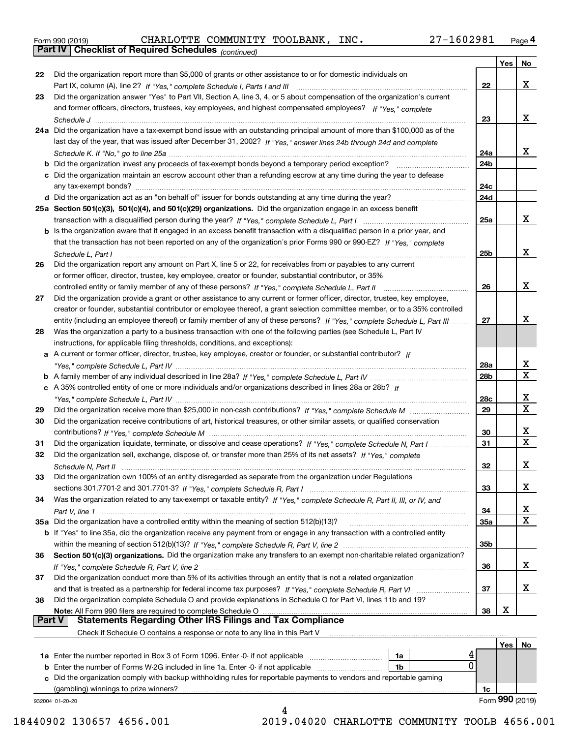Form 990 (2019) CHARLOTTE COMMUNITY TOOLBANK, INC. 27-1602981 Page 4

## Part IV Checklist of Required Schedules *(continued)*

| | | | Yes | No |
|---|---|---|---|---|
| 22 | Did the organization report more than $5,000 of grants or other assistance to or for domestic individuals on Part IX, column (A), line 2? *If "Yes," complete Schedule I, Parts I and III* | 22 | | X |
| 23 | Did the organization answer "Yes" to Part VII, Section A, line 3, 4, or 5 about compensation of the organization's current and former officers, directors, trustees, key employees, and highest compensated employees? *If "Yes," complete Schedule J* | 23 | | X |
| 24a | Did the organization have a tax-exempt bond issue with an outstanding principal amount of more than $100,000 as of the last day of the year, that was issued after December 31, 2002? *If "Yes," answer lines 24b through 24d and complete Schedule K. If "No," go to line 25a* | 24a | | X |
| b | Did the organization invest any proceeds of tax-exempt bonds beyond a temporary period exception? | 24b | | |
| c | Did the organization maintain an escrow account other than a refunding escrow at any time during the year to defease any tax-exempt bonds? | 24c | | |
| d | Did the organization act as an "on behalf of" issuer for bonds outstanding at any time during the year? | 24d | | |
| 25a | **Section 501(c)(3), 501(c)(4), and 501(c)(29) organizations.** Did the organization engage in an excess benefit transaction with a disqualified person during the year? *If "Yes," complete Schedule L, Part I* | 25a | | X |
| b | Is the organization aware that it engaged in an excess benefit transaction with a disqualified person in a prior year, and that the transaction has not been reported on any of the organization's prior Forms 990 or 990-EZ? *If "Yes," complete Schedule L, Part I* | 25b | | X |
| 26 | Did the organization report any amount on Part X, line 5 or 22, for receivables from or payables to any current or former officer, director, trustee, key employee, creator or founder, substantial contributor, or 35% controlled entity or family member of any of these persons? *If "Yes," complete Schedule L, Part II* | 26 | | X |
| 27 | Did the organization provide a grant or other assistance to any current or former officer, director, trustee, key employee, creator or founder, substantial contributor or employee thereof, a grant selection committee member, or to a 35% controlled entity (including an employee thereof) or family member of any of these persons? *If "Yes," complete Schedule L, Part III* | 27 | | X |
| 28 | Was the organization a party to a business transaction with one of the following parties (see Schedule L, Part IV instructions, for applicable filing thresholds, conditions, and exceptions): | | | |
| a | A current or former officer, director, trustee, key employee, creator or founder, or substantial contributor? *If "Yes," complete Schedule L, Part IV* | 28a | | X |
| b | A family member of any individual described in line 28a? *If "Yes," complete Schedule L, Part IV* | 28b | | X |
| c | A 35% controlled entity of one or more individuals and/or organizations described in lines 28a or 28b? *If "Yes," complete Schedule L, Part IV* | 28c | | X |
| 29 | Did the organization receive more than $25,000 in non-cash contributions? *If "Yes," complete Schedule M* | 29 | | X |
| 30 | Did the organization receive contributions of art, historical treasures, or other similar assets, or qualified conservation contributions? *If "Yes," complete Schedule M* | 30 | | X |
| 31 | Did the organization liquidate, terminate, or dissolve and cease operations? *If "Yes," complete Schedule N, Part I* | 31 | | X |
| 32 | Did the organization sell, exchange, dispose of, or transfer more than 25% of its net assets? *If "Yes," complete Schedule N, Part II* | 32 | | X |
| 33 | Did the organization own 100% of an entity disregarded as separate from the organization under Regulations sections 301.7701-2 and 301.7701-3? *If "Yes," complete Schedule R, Part I* | 33 | | X |
| 34 | Was the organization related to any tax-exempt or taxable entity? *If "Yes," complete Schedule R, Part II, III, or IV, and Part V, line 1* | 34 | | X |
| 35a | Did the organization have a controlled entity within the meaning of section 512(b)(13)? | 35a | | X |
| b | If "Yes" to line 35a, did the organization receive any payment from or engage in any transaction with a controlled entity within the meaning of section 512(b)(13)? *If "Yes," complete Schedule R, Part V, line 2* | 35b | | |
| 36 | **Section 501(c)(3) organizations.** Did the organization make any transfers to an exempt non-charitable related organization? *If "Yes," complete Schedule R, Part V, line 2* | 36 | | X |
| 37 | Did the organization conduct more than 5% of its activities through an entity that is not a related organization and that is treated as a partnership for federal income tax purposes? *If "Yes," complete Schedule R, Part VI* | 37 | | X |
| 38 | Did the organization complete Schedule O and provide explanations in Schedule O for Part VI, lines 11b and 19? **Note:** All Form 990 filers are required to complete Schedule O | 38 | X | |

## Part V Statements Regarding Other IRS Filings and Tax Compliance

Check if Schedule O contains a response or note to any line in this Part V

| | | | | | Yes | No |
|---|---|---|---|---|---|---|
| 1a | Enter the number reported in Box 3 of Form 1096. Enter -0- if not applicable | 1a | 4 | | | |
| b | Enter the number of Forms W-2G included in line 1a. Enter -0- if not applicable | 1b | 0 | | | |
| c | Did the organization comply with backup withholding rules for reportable payments to vendors and reportable gaming (gambling) winnings to prize winners? | | | 1c | | |

932004 01-20-20 Form **990** (2019)

18440902 130657 4656.001 2019.04020 CHARLOTTE COMMUNITY TOOLB 4656.001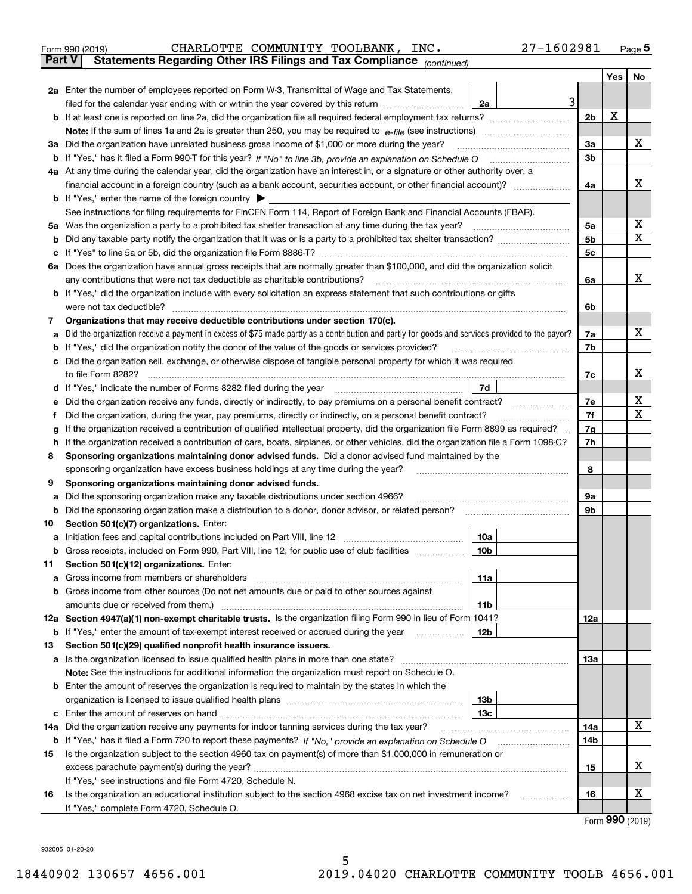Form 990 (2019) CHARLOTTE COMMUNITY TOOLBANK, INC. 27-1602981 Page 5

**Part V Statements Regarding Other IRS Filings and Tax Compliance** *(continued)*

| | | | | Yes | No |
|---|---|---|---|---|---|
| **2a** | Enter the number of employees reported on Form W-3, Transmittal of Wage and Tax Statements, filed for the calendar year ending with or within the year covered by this return | 2a | 3 | | |
| **b** | If at least one is reported on line 2a, did the organization file all required federal employment tax returns? | | 2b | X | |
| | **Note:** If the sum of lines 1a and 2a is greater than 250, you may be required to *e-file* (see instructions) | | | | |
| **3a** | Did the organization have unrelated business gross income of $1,000 or more during the year? | | 3a | | X |
| **b** | If "Yes," has it filed a Form 990-T for this year? *If "No" to line 3b, provide an explanation on Schedule O* | | 3b | | |
| **4a** | At any time during the calendar year, did the organization have an interest in, or a signature or other authority over, a financial account in a foreign country (such as a bank account, securities account, or other financial account)? | | 4a | | X |
| **b** | If "Yes," enter the name of the foreign country ▶ | | | | |
| | See instructions for filing requirements for FinCEN Form 114, Report of Foreign Bank and Financial Accounts (FBAR). | | | | |
| **5a** | Was the organization a party to a prohibited tax shelter transaction at any time during the tax year? | | 5a | | X |
| **b** | Did any taxable party notify the organization that it was or is a party to a prohibited tax shelter transaction? | | 5b | | X |
| **c** | If "Yes" to line 5a or 5b, did the organization file Form 8886-T? | | 5c | | |
| **6a** | Does the organization have annual gross receipts that are normally greater than $100,000, and did the organization solicit any contributions that were not tax deductible as charitable contributions? | | 6a | | X |
| **b** | If "Yes," did the organization include with every solicitation an express statement that such contributions or gifts were not tax deductible? | | 6b | | |
| **7** | **Organizations that may receive deductible contributions under section 170(c).** | | | | |
| **a** | Did the organization receive a payment in excess of $75 made partly as a contribution and partly for goods and services provided to the payor? | | 7a | | X |
| **b** | If "Yes," did the organization notify the donor of the value of the goods or services provided? | | 7b | | |
| **c** | Did the organization sell, exchange, or otherwise dispose of tangible personal property for which it was required to file Form 8282? | | 7c | | X |
| **d** | If "Yes," indicate the number of Forms 8282 filed during the year | 7d | | | |
| **e** | Did the organization receive any funds, directly or indirectly, to pay premiums on a personal benefit contract? | | 7e | | X |
| **f** | Did the organization, during the year, pay premiums, directly or indirectly, on a personal benefit contract? | | 7f | | X |
| **g** | If the organization received a contribution of qualified intellectual property, did the organization file Form 8899 as required? | | 7g | | |
| **h** | If the organization received a contribution of cars, boats, airplanes, or other vehicles, did the organization file a Form 1098-C? | | 7h | | |
| **8** | **Sponsoring organizations maintaining donor advised funds.** Did a donor advised fund maintained by the sponsoring organization have excess business holdings at any time during the year? | | 8 | | |
| **9** | **Sponsoring organizations maintaining donor advised funds.** | | | | |
| **a** | Did the sponsoring organization make any taxable distributions under section 4966? | | 9a | | |
| **b** | Did the sponsoring organization make a distribution to a donor, donor advisor, or related person? | | 9b | | |
| **10** | **Section 501(c)(7) organizations.** Enter: | | | | |
| **a** | Initiation fees and capital contributions included on Part VIII, line 12 | 10a | | | |
| **b** | Gross receipts, included on Form 990, Part VIII, line 12, for public use of club facilities | 10b | | | |
| **11** | **Section 501(c)(12) organizations.** Enter: | | | | |
| **a** | Gross income from members or shareholders | 11a | | | |
| **b** | Gross income from other sources (Do not net amounts due or paid to other sources against amounts due or received from them.) | 11b | | | |
| **12a** | **Section 4947(a)(1) non-exempt charitable trusts.** Is the organization filing Form 990 in lieu of Form 1041? | | 12a | | |
| **b** | If "Yes," enter the amount of tax-exempt interest received or accrued during the year | 12b | | | |
| **13** | **Section 501(c)(29) qualified nonprofit health insurance issuers.** | | | | |
| **a** | Is the organization licensed to issue qualified health plans in more than one state? | | 13a | | |
| | **Note:** See the instructions for additional information the organization must report on Schedule O. | | | | |
| **b** | Enter the amount of reserves the organization is required to maintain by the states in which the organization is licensed to issue qualified health plans | 13b | | | |
| **c** | Enter the amount of reserves on hand | 13c | | | |
| **14a** | Did the organization receive any payments for indoor tanning services during the tax year? | | 14a | | X |
| **b** | If "Yes," has it filed a Form 720 to report these payments? *If "No," provide an explanation on Schedule O* | | 14b | | |
| **15** | Is the organization subject to the section 4960 tax on payment(s) of more than $1,000,000 in remuneration or excess parachute payment(s) during the year? | | 15 | | X |
| | If "Yes," see instructions and file Form 4720, Schedule N. | | | | |
| **16** | Is the organization an educational institution subject to the section 4968 excise tax on net investment income? | | 16 | | X |
| | If "Yes," complete Form 4720, Schedule O. | | | | |

Form **990** (2019)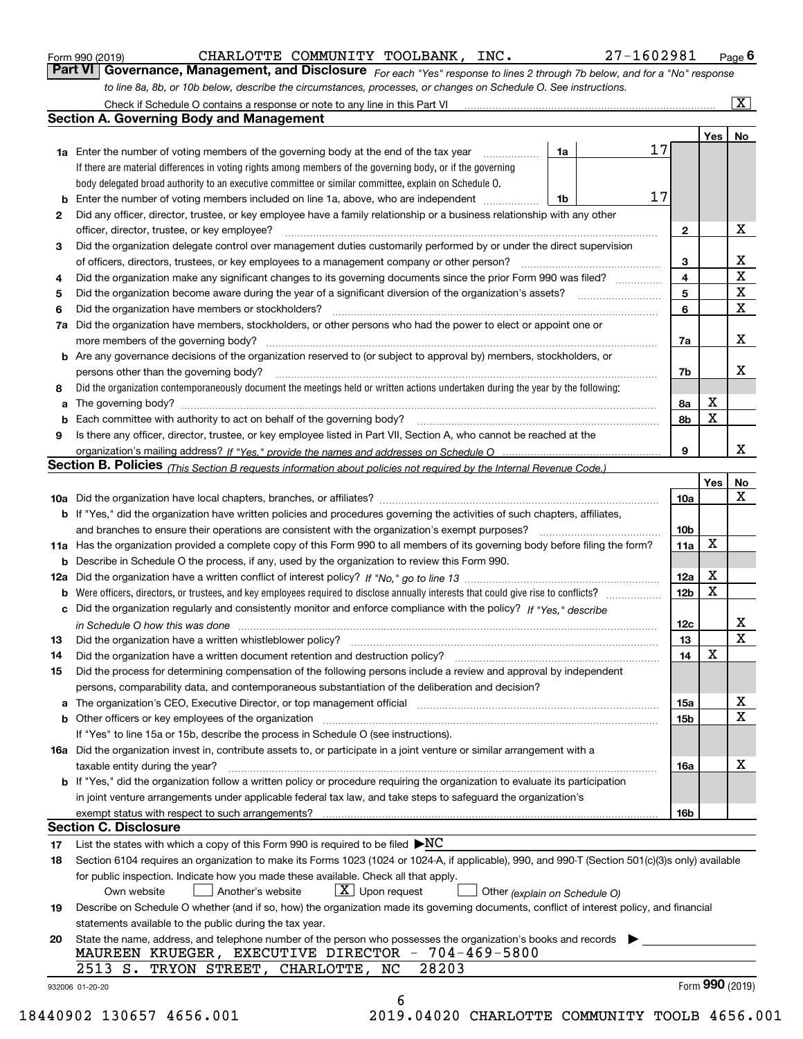Form 990 (2019) CHARLOTTE COMMUNITY TOOLBANK, INC. 27-1602981 Page 6

## Part VI Governance, Management, and Disclosure

*For each "Yes" response to lines 2 through 7b below, and for a "No" response to line 8a, 8b, or 10b below, describe the circumstances, processes, or changes on Schedule O. See instructions.*

Check if Schedule O contains a response or note to any line in this Part VI ... [X]

### Section A. Governing Body and Management

| | | | | Yes | No |
|---|---|---|---|---|---|
| 1a | Enter the number of voting members of the governing body at the end of the tax year ... If there are material differences in voting rights among members of the governing body, or if the governing body delegated broad authority to an executive committee or similar committee, explain on Schedule O. | 1a | 17 | | |
| b | Enter the number of voting members included on line 1a, above, who are independent | 1b | 17 | | |
| 2 | Did any officer, director, trustee, or key employee have a family relationship or a business relationship with any other officer, director, trustee, or key employee? | 2 | | | X |
| 3 | Did the organization delegate control over management duties customarily performed by or under the direct supervision of officers, directors, trustees, or key employees to a management company or other person? | 3 | | | X |
| 4 | Did the organization make any significant changes to its governing documents since the prior Form 990 was filed? | 4 | | | X |
| 5 | Did the organization become aware during the year of a significant diversion of the organization's assets? | 5 | | | X |
| 6 | Did the organization have members or stockholders? | 6 | | | X |
| 7a | Did the organization have members, stockholders, or other persons who had the power to elect or appoint one or more members of the governing body? | 7a | | | X |
| b | Are any governance decisions of the organization reserved to (or subject to approval by) members, stockholders, or persons other than the governing body? | 7b | | | X |
| 8 | Did the organization contemporaneously document the meetings held or written actions undertaken during the year by the following: | | | | |
| a | The governing body? | 8a | | X | |
| b | Each committee with authority to act on behalf of the governing body? | 8b | | X | |
| 9 | Is there any officer, director, trustee, or key employee listed in Part VII, Section A, who cannot be reached at the organization's mailing address? *If "Yes," provide the names and addresses on Schedule O* | 9 | | | X |

### Section B. Policies *(This Section B requests information about policies not required by the Internal Revenue Code.)*

| | | | Yes | No |
|---|---|---|---|---|
| 10a | Did the organization have local chapters, branches, or affiliates? | 10a | | X |
| b | If "Yes," did the organization have written policies and procedures governing the activities of such chapters, affiliates, and branches to ensure their operations are consistent with the organization's exempt purposes? | 10b | | |
| 11a | Has the organization provided a complete copy of this Form 990 to all members of its governing body before filing the form? | 11a | X | |
| b | Describe in Schedule O the process, if any, used by the organization to review this Form 990. | | | |
| 12a | Did the organization have a written conflict of interest policy? *If "No," go to line 13* | 12a | X | |
| b | Were officers, directors, or trustees, and key employees required to disclose annually interests that could give rise to conflicts? | 12b | X | |
| c | Did the organization regularly and consistently monitor and enforce compliance with the policy? *If "Yes," describe in Schedule O how this was done* | 12c | | X |
| 13 | Did the organization have a written whistleblower policy? | 13 | | X |
| 14 | Did the organization have a written document retention and destruction policy? | 14 | X | |
| 15 | Did the process for determining compensation of the following persons include a review and approval by independent persons, comparability data, and contemporaneous substantiation of the deliberation and decision? | | | |
| a | The organization's CEO, Executive Director, or top management official | 15a | | X |
| b | Other officers or key employees of the organization | 15b | | X |
| | If "Yes" to line 15a or 15b, describe the process in Schedule O (see instructions). | | | |
| 16a | Did the organization invest in, contribute assets to, or participate in a joint venture or similar arrangement with a taxable entity during the year? | 16a | | X |
| b | If "Yes," did the organization follow a written policy or procedure requiring the organization to evaluate its participation in joint venture arrangements under applicable federal tax law, and take steps to safeguard the organization's exempt status with respect to such arrangements? | 16b | | |

### Section C. Disclosure

17 List the states with which a copy of this Form 990 is required to be filed ▶ NC

18 Section 6104 requires an organization to make its Forms 1023 (1024 or 1024-A, if applicable), 990, and 990-T (Section 501(c)(3)s only) available for public inspection. Indicate how you made these available. Check all that apply.

[ ] Own website [ ] Another's website [X] Upon request [ ] Other *(explain on Schedule O)*

19 Describe on Schedule O whether (and if so, how) the organization made its governing documents, conflict of interest policy, and financial statements available to the public during the tax year.

20 State the name, address, and telephone number of the person who possesses the organization's books and records ▶

MAUREEN KRUEGER, EXECUTIVE DIRECTOR - 704-469-5800
2513 S. TRYON STREET, CHARLOTTE, NC 28203

932006 01-20-20 Form **990** (2019)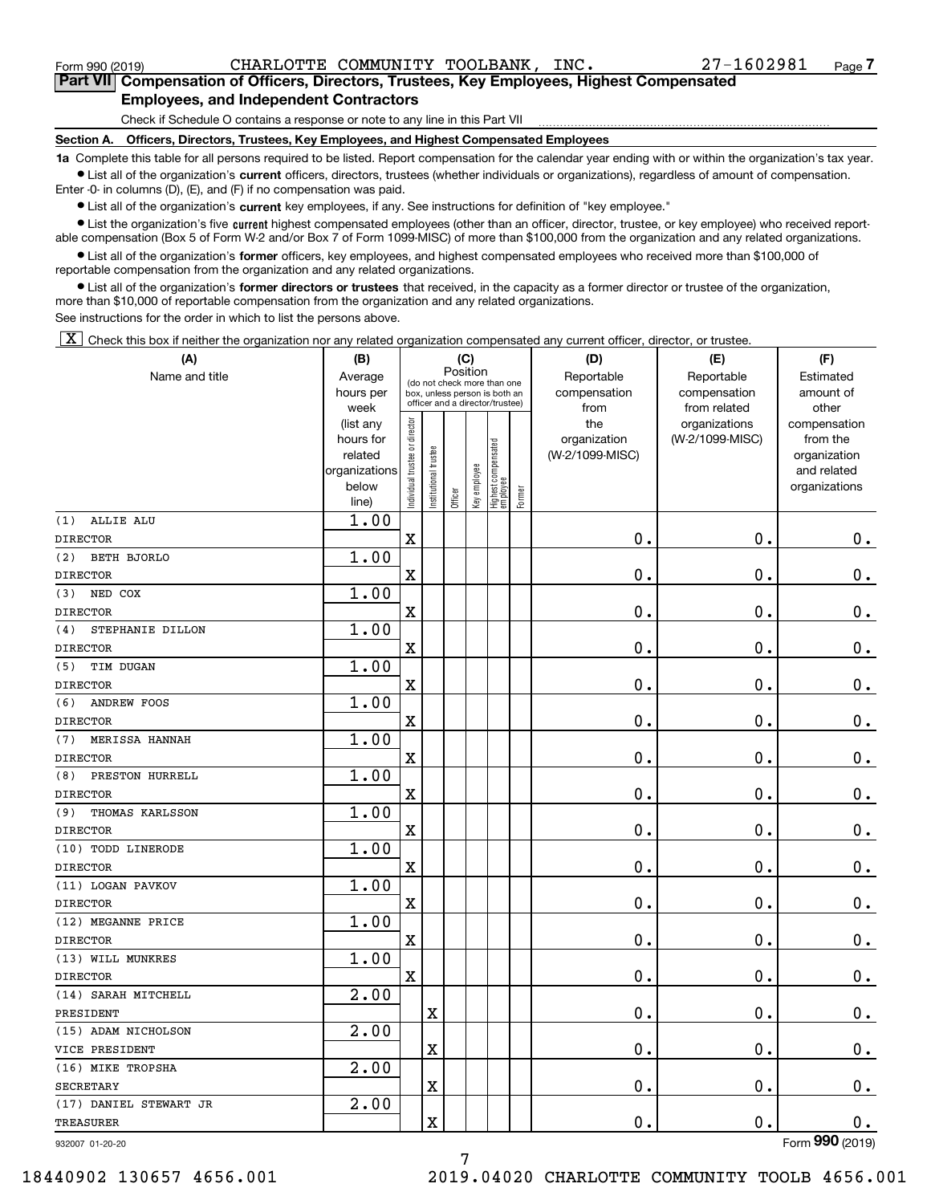Form 990 (2019) CHARLOTTE COMMUNITY TOOLBANK, INC. 27-1602981 Page 7

## Part VII Compensation of Officers, Directors, Trustees, Key Employees, Highest Compensated Employees, and Independent Contractors

Check if Schedule O contains a response or note to any line in this Part VII

### Section A. Officers, Directors, Trustees, Key Employees, and Highest Compensated Employees

**1a** Complete this table for all persons required to be listed. Report compensation for the calendar year ending with or within the organization's tax year.

- List all of the organization's **current** officers, directors, trustees (whether individuals or organizations), regardless of amount of compensation. Enter -0- in columns (D), (E), and (F) if no compensation was paid.
- List all of the organization's **current** key employees, if any. See instructions for definition of "key employee."
- List the organization's five **current** highest compensated employees (other than an officer, director, trustee, or key employee) who received reportable compensation (Box 5 of Form W-2 and/or Box 7 of Form 1099-MISC) of more than $100,000 from the organization and any related organizations.
- List all of the organization's **former** officers, key employees, and highest compensated employees who received more than $100,000 of reportable compensation from the organization and any related organizations.
- List all of the organization's **former directors or trustees** that received, in the capacity as a former director or trustee of the organization, more than $10,000 of reportable compensation from the organization and any related organizations.

See instructions for the order in which to list the persons above.

[X] Check this box if neither the organization nor any related organization compensated any current officer, director, or trustee.

| (A) Name and title | (B) Average hours per week (list any hours for related organizations below line) | (C) Position: Individual trustee or director | Institutional trustee | Officer | Key employee | Highest compensated employee | Former | (D) Reportable compensation from the organization (W-2/1099-MISC) | (E) Reportable compensation from related organizations (W-2/1099-MISC) | (F) Estimated amount of other compensation from the organization and related organizations |
|---|---|---|---|---|---|---|---|---|---|---|
| (1) ALLIE ALU<br>DIRECTOR | 1.00 | X | | | | | | 0. | 0. | 0. |
| (2) BETH BJORLO<br>DIRECTOR | 1.00 | X | | | | | | 0. | 0. | 0. |
| (3) NED COX<br>DIRECTOR | 1.00 | X | | | | | | 0. | 0. | 0. |
| (4) STEPHANIE DILLON<br>DIRECTOR | 1.00 | X | | | | | | 0. | 0. | 0. |
| (5) TIM DUGAN<br>DIRECTOR | 1.00 | X | | | | | | 0. | 0. | 0. |
| (6) ANDREW FOOS<br>DIRECTOR | 1.00 | X | | | | | | 0. | 0. | 0. |
| (7) MERISSA HANNAH<br>DIRECTOR | 1.00 | X | | | | | | 0. | 0. | 0. |
| (8) PRESTON HURRELL<br>DIRECTOR | 1.00 | X | | | | | | 0. | 0. | 0. |
| (9) THOMAS KARLSSON<br>DIRECTOR | 1.00 | X | | | | | | 0. | 0. | 0. |
| (10) TODD LINERODE<br>DIRECTOR | 1.00 | X | | | | | | 0. | 0. | 0. |
| (11) LOGAN PAVKOV<br>DIRECTOR | 1.00 | X | | | | | | 0. | 0. | 0. |
| (12) MEGANNE PRICE<br>DIRECTOR | 1.00 | X | | | | | | 0. | 0. | 0. |
| (13) WILL MUNKRES<br>DIRECTOR | 1.00 | X | | | | | | 0. | 0. | 0. |
| (14) SARAH MITCHELL<br>PRESIDENT | 2.00 | | X | | | | | 0. | 0. | 0. |
| (15) ADAM NICHOLSON<br>VICE PRESIDENT | 2.00 | | X | | | | | 0. | 0. | 0. |
| (16) MIKE TROPSHA<br>SECRETARY | 2.00 | | X | | | | | 0. | 0. | 0. |
| (17) DANIEL STEWART JR<br>TREASURER | 2.00 | | X | | | | | 0. | 0. | 0. |

932007 01-20-20 Form 990 (2019)

18440902 130657 4656.001 2019.04020 CHARLOTTE COMMUNITY TOOLB 4656.001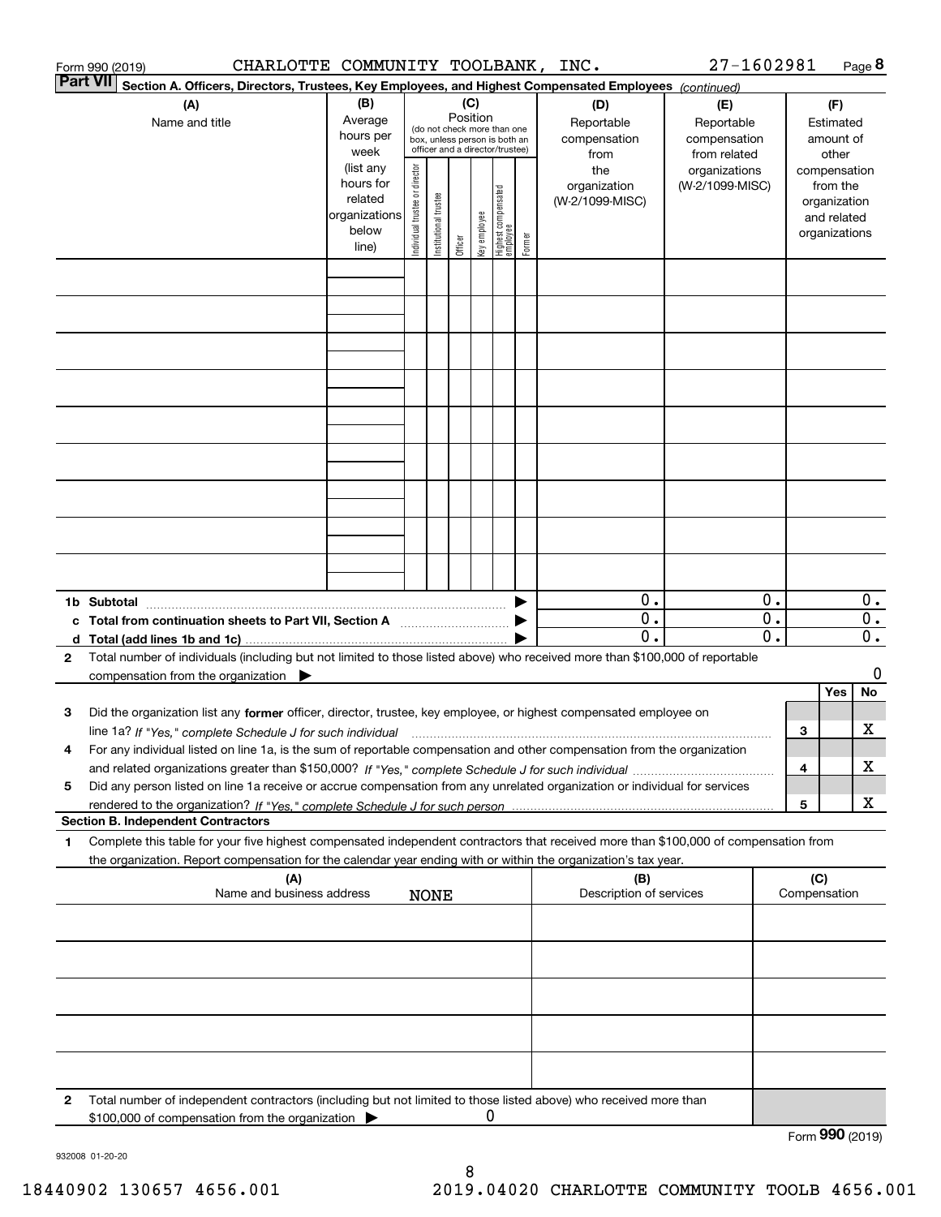Form 990 (2019) CHARLOTTE COMMUNITY TOOLBANK, INC. 27-1602981 Page **8**

**Part VII** **Section A. Officers, Directors, Trustees, Key Employees, and Highest Compensated Employees** *(continued)*

| (A) Name and title | (B) Average hours per week (list any hours for related organizations below line) | (C) Position (do not check more than one box, unless person is both an officer and a director/trustee) | | | | | | (D) Reportable compensation from the organization (W-2/1099-MISC) | (E) Reportable compensation from related organizations (W-2/1099-MISC) | (F) Estimated amount of other compensation from the organization and related organizations |
|---|---|---|---|---|---|---|---|---|---|---|
| | | Individual trustee or director | Institutional trustee | Officer | Key employee | Highest compensated employee | Former | | | |
| | | | | | | | | | | |
| | | | | | | | | | | |
| | | | | | | | | | | |
| | | | | | | | | | | |
| | | | | | | | | | | |
| | | | | | | | | | | |
| | | | | | | | | | | |
| | | | | | | | | | | |
| | | | | | | | | | | |
| **1b Subtotal** | | | | | | | ▶ | 0. | 0. | 0. |
| **c Total from continuation sheets to Part VII, Section A** | | | | | | | ▶ | 0. | 0. | 0. |
| **d Total (add lines 1b and 1c)** | | | | | | | ▶ | 0. | 0. | 0. |

**2** Total number of individuals (including but not limited to those listed above) who received more than $100,000 of reportable compensation from the organization ▶ 0

| | | Yes | No |
|---|---|---|---|
| **3** Did the organization list any **former** officer, director, trustee, key employee, or highest compensated employee on line 1a? *If "Yes," complete Schedule J for such individual* | 3 | | X |
| **4** For any individual listed on line 1a, is the sum of reportable compensation and other compensation from the organization and related organizations greater than $150,000? *If "Yes," complete Schedule J for such individual* | 4 | | X |
| **5** Did any person listed on line 1a receive or accrue compensation from any unrelated organization or individual for services rendered to the organization? *If "Yes," complete Schedule J for such person* | 5 | | X |

**Section B. Independent Contractors**

**1** Complete this table for your five highest compensated independent contractors that received more than $100,000 of compensation from the organization. Report compensation for the calendar year ending with or within the organization's tax year.

| (A) Name and business address NONE | (B) Description of services | (C) Compensation |
|---|---|---|
| | | |
| | | |
| | | |
| | | |
| | | |

**2** Total number of independent contractors (including but not limited to those listed above) who received more than $100,000 of compensation from the organization ▶ 0

Form **990** (2019)

932008 01-20-20

18440902 130657 4656.001 2019.04020 CHARLOTTE COMMUNITY TOOLB 4656.001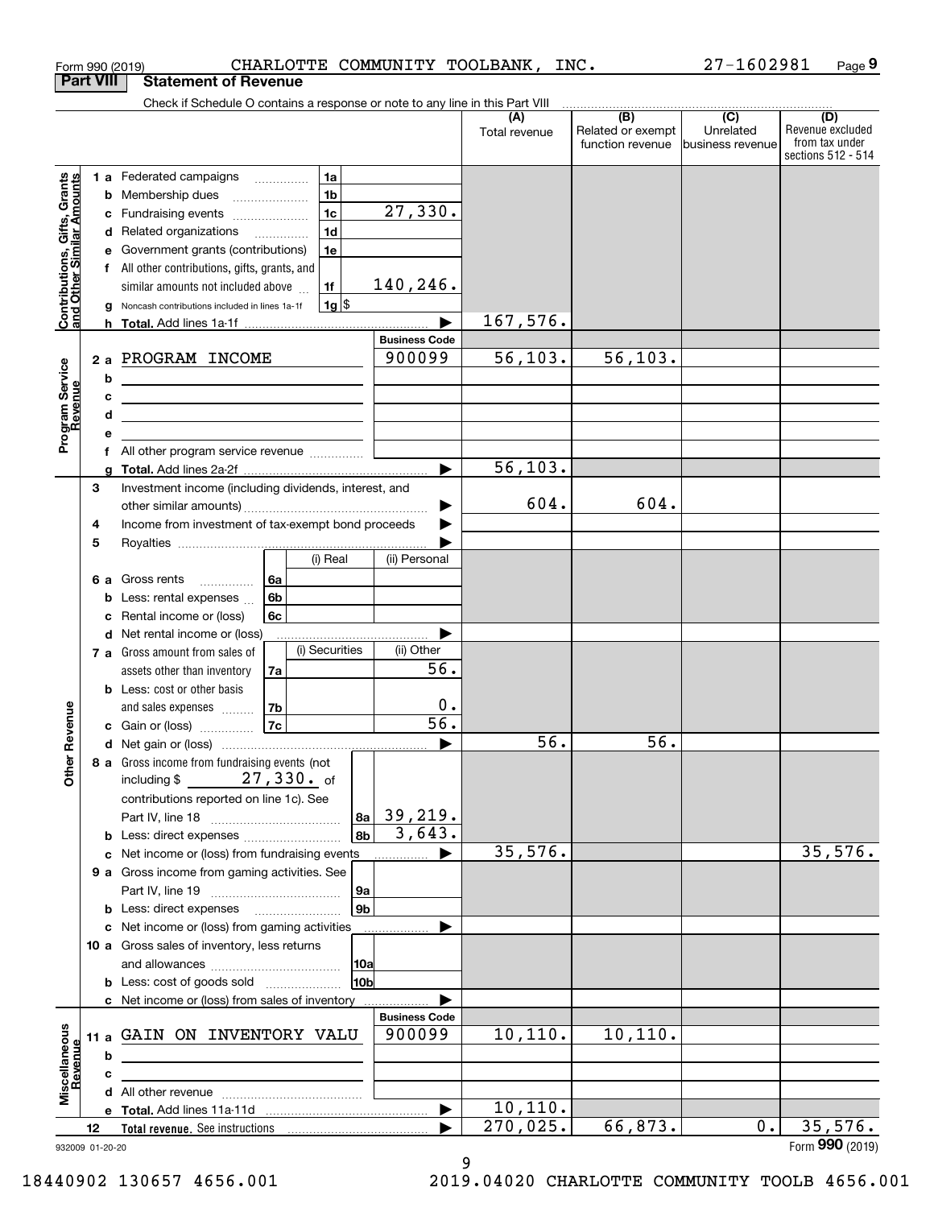Form 990 (2019) CHARLOTTE COMMUNITY TOOLBANK, INC. 27-1602981 Page **9**

## Part VIII Statement of Revenue

Check if Schedule O contains a response or note to any line in this Part VIII

| | | | | (A) Total revenue | (B) Related or exempt function revenue | (C) Unrelated business revenue | (D) Revenue excluded from tax under sections 512 - 514 |
|---|---|---|---|---|---|---|---|
| **Contributions, Gifts, Grants and Other Similar Amounts** | 1 a Federated campaigns | 1a | | | | | |
| | b Membership dues | 1b | | | | | |
| | c Fundraising events | 1c | 27,330. | | | | |
| | d Related organizations | 1d | | | | | |
| | e Government grants (contributions) | 1e | | | | | |
| | f All other contributions, gifts, grants, and similar amounts not included above | 1f | 140,246. | | | | |
| | g Noncash contributions included in lines 1a-1f | 1g $ | | | | | |
| | h **Total.** Add lines 1a-1f | | | 167,576. | | | |
| | | | **Business Code** | | | | |
| **Program Service Revenue** | 2 a PROGRAM INCOME | | 900099 | 56,103. | 56,103. | | |
| | b | | | | | | |
| | c | | | | | | |
| | d | | | | | | |
| | e | | | | | | |
| | f All other program service revenue | | | | | | |
| | g **Total.** Add lines 2a-2f | | | 56,103. | | | |
| **Other Revenue** | 3 Investment income (including dividends, interest, and other similar amounts) | | | 604. | 604. | | |
| | 4 Income from investment of tax-exempt bond proceeds | | | | | | |
| | 5 Royalties | | | | | | |
| | | (i) Real | (ii) Personal | | | | |
| | 6 a Gross rents 6a | | | | | | |
| | b Less: rental expenses 6b | | | | | | |
| | c Rental income or (loss) 6c | | | | | | |
| | d Net rental income or (loss) | | | | | | |
| | | (i) Securities | (ii) Other | | | | |
| | 7 a Gross amount from sales of assets other than inventory 7a | | 56. | | | | |
| | b Less: cost or other basis and sales expenses 7b | | 0. | | | | |
| | c Gain or (loss) 7c | | 56. | | | | |
| | d Net gain or (loss) | | | 56. | 56. | | |
| | 8 a Gross income from fundraising events (not including $ 27,330. of contributions reported on line 1c). See Part IV, line 18 | 8a | 39,219. | | | | |
| | b Less: direct expenses | 8b | 3,643. | | | | |
| | c Net income or (loss) from fundraising events | | | 35,576. | | | 35,576. |
| | 9 a Gross income from gaming activities. See Part IV, line 19 | 9a | | | | | |
| | b Less: direct expenses | 9b | | | | | |
| | c Net income or (loss) from gaming activities | | | | | | |
| | 10 a Gross sales of inventory, less returns and allowances | 10a | | | | | |
| | b Less: cost of goods sold | 10b | | | | | |
| | c Net income or (loss) from sales of inventory | | | | | | |
| | | | **Business Code** | | | | |
| **Miscellaneous Revenue** | 11 a GAIN ON INVENTORY VALU | | 900099 | 10,110. | 10,110. | | |
| | b | | | | | | |
| | c | | | | | | |
| | d All other revenue | | | | | | |
| | e **Total.** Add lines 11a-11d | | | 10,110. | | | |
| | 12 **Total revenue.** See instructions | | | 270,025. | 66,873. | 0. | 35,576. |

932009 01-20-20 Form **990** (2019)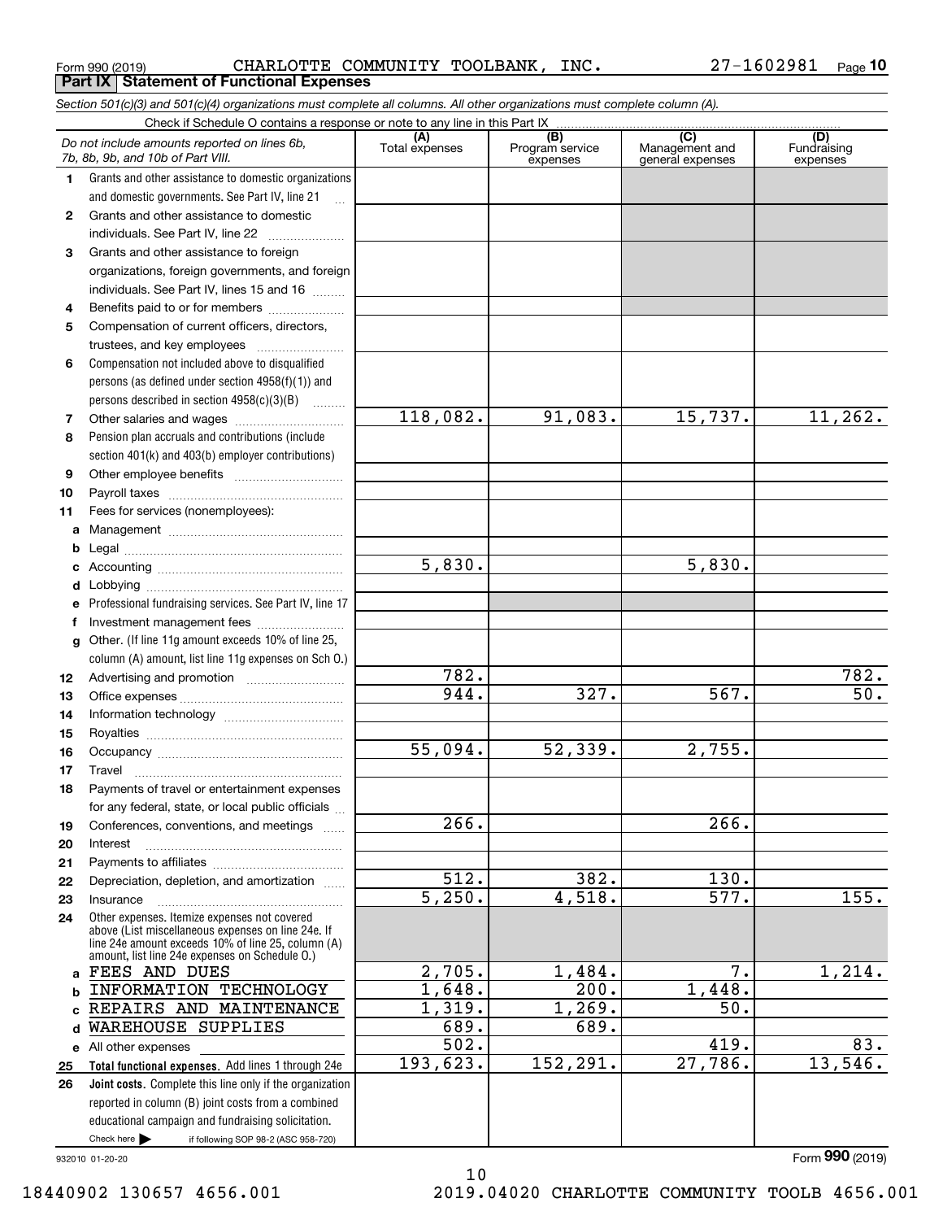Form 990 (2019) CHARLOTTE COMMUNITY TOOLBANK, INC. 27-1602981

## Part IX Statement of Functional Expenses

*Section 501(c)(3) and 501(c)(4) organizations must complete all columns. All other organizations must complete column (A).*

Check if Schedule O contains a response or note to any line in this Part IX

| *Do not include amounts reported on lines 6b, 7b, 8b, 9b, and 10b of Part VIII.* | (A) Total expenses | (B) Program service expenses | (C) Management and general expenses | (D) Fundraising expenses |
|---|---|---|---|---|
| **1** Grants and other assistance to domestic organizations and domestic governments. See Part IV, line 21 | | | | |
| **2** Grants and other assistance to domestic individuals. See Part IV, line 22 | | | | |
| **3** Grants and other assistance to foreign organizations, foreign governments, and foreign individuals. See Part IV, lines 15 and 16 | | | | |
| **4** Benefits paid to or for members | | | | |
| **5** Compensation of current officers, directors, trustees, and key employees | | | | |
| **6** Compensation not included above to disqualified persons (as defined under section 4958(f)(1)) and persons described in section 4958(c)(3)(B) | | | | |
| **7** Other salaries and wages | 118,082. | 91,083. | 15,737. | 11,262. |
| **8** Pension plan accruals and contributions (include section 401(k) and 403(b) employer contributions) | | | | |
| **9** Other employee benefits | | | | |
| **10** Payroll taxes | | | | |
| **11** Fees for services (nonemployees): | | | | |
| **a** Management | | | | |
| **b** Legal | | | | |
| **c** Accounting | 5,830. | | 5,830. | |
| **d** Lobbying | | | | |
| **e** Professional fundraising services. See Part IV, line 17 | | | | |
| **f** Investment management fees | | | | |
| **g** Other. (If line 11g amount exceeds 10% of line 25, column (A) amount, list line 11g expenses on Sch O.) | | | | |
| **12** Advertising and promotion | 782. | | | 782. |
| **13** Office expenses | 944. | 327. | 567. | 50. |
| **14** Information technology | | | | |
| **15** Royalties | | | | |
| **16** Occupancy | 55,094. | 52,339. | 2,755. | |
| **17** Travel | | | | |
| **18** Payments of travel or entertainment expenses for any federal, state, or local public officials | | | | |
| **19** Conferences, conventions, and meetings | 266. | | 266. | |
| **20** Interest | | | | |
| **21** Payments to affiliates | | | | |
| **22** Depreciation, depletion, and amortization | 512. | 382. | 130. | |
| **23** Insurance | 5,250. | 4,518. | 577. | 155. |
| **24** Other expenses. Itemize expenses not covered above (List miscellaneous expenses on line 24e. If line 24e amount exceeds 10% of line 25, column (A) amount, list line 24e expenses on Schedule O.) | | | | |
| **a** FEES AND DUES | 2,705. | 1,484. | 7. | 1,214. |
| **b** INFORMATION TECHNOLOGY | 1,648. | 200. | 1,448. | |
| **c** REPAIRS AND MAINTENANCE | 1,319. | 1,269. | 50. | |
| **d** WAREHOUSE SUPPLIES | 689. | 689. | | |
| **e** All other expenses | 502. | | 419. | 83. |
| **25 Total functional expenses.** Add lines 1 through 24e | 193,623. | 152,291. | 27,786. | 13,546. |
| **26 Joint costs.** Complete this line only if the organization reported in column (B) joint costs from a combined educational campaign and fundraising solicitation. Check here ▶ if following SOP 98-2 (ASC 958-720) | | | | |

932010 01-20-20

Form **990** (2019)

18440902 130657 4656.001 2019.04020 CHARLOTTE COMMUNITY TOOLB 4656.001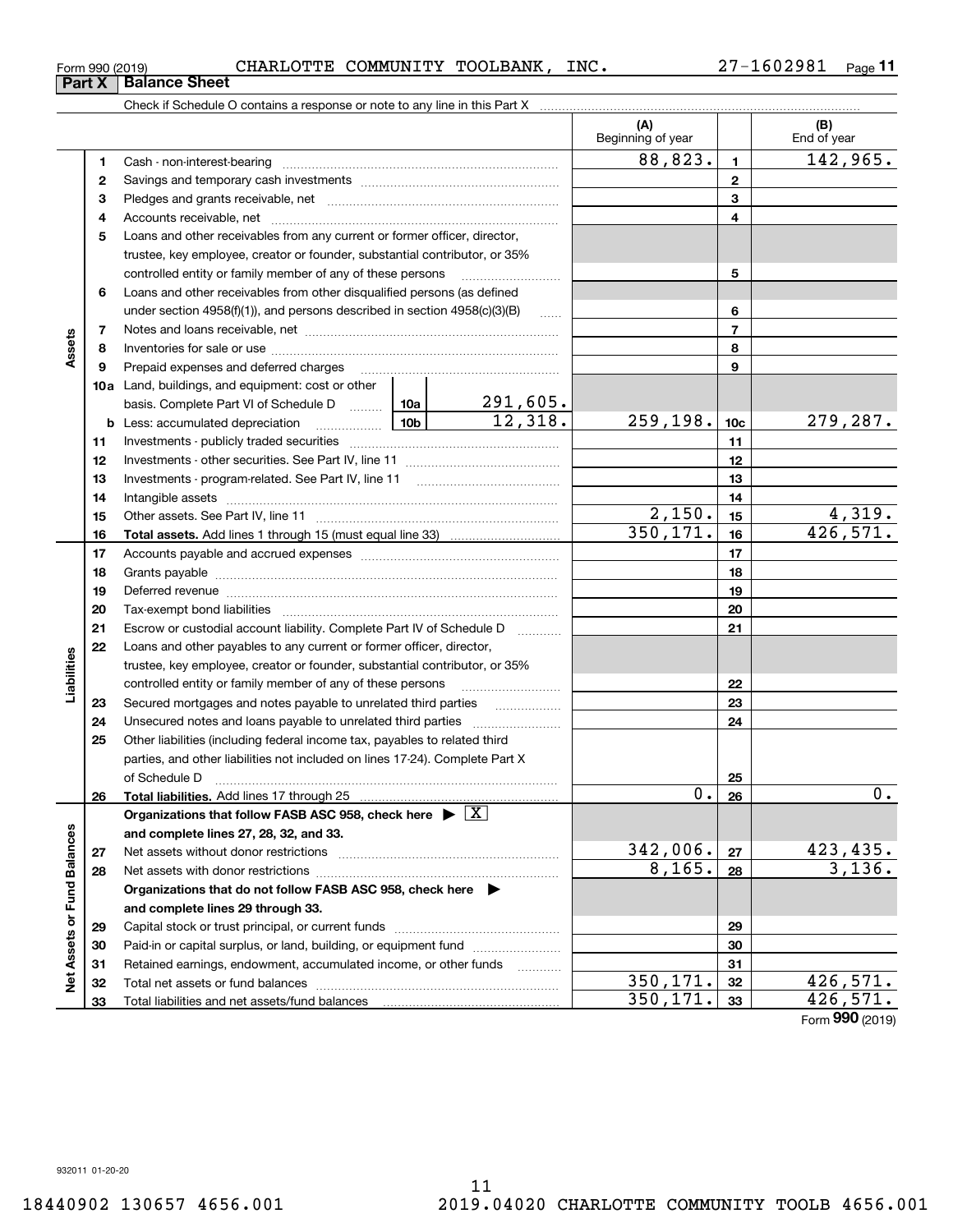Form 990 (2019) CHARLOTTE COMMUNITY TOOLBANK, INC. 27-1602981

## Part X Balance Sheet

Check if Schedule O contains a response or note to any line in this Part X

| | | Description | | (A) Beginning of year | | (B) End of year |
|---|---|---|---|---|---|---|
| Assets | 1 | Cash - non-interest-bearing | | 88,823. | 1 | 142,965. |
| | 2 | Savings and temporary cash investments | | | 2 | |
| | 3 | Pledges and grants receivable, net | | | 3 | |
| | 4 | Accounts receivable, net | | | 4 | |
| | 5 | Loans and other receivables from any current or former officer, director, trustee, key employee, creator or founder, substantial contributor, or 35% controlled entity or family member of any of these persons | | | 5 | |
| | 6 | Loans and other receivables from other disqualified persons (as defined under section 4958(f)(1)), and persons described in section 4958(c)(3)(B) | | | 6 | |
| | 7 | Notes and loans receivable, net | | | 7 | |
| | 8 | Inventories for sale or use | | | 8 | |
| | 9 | Prepaid expenses and deferred charges | | | 9 | |
| | 10a | Land, buildings, and equipment: cost or other basis. Complete Part VI of Schedule D | 10a 291,605. | | | |
| | b | Less: accumulated depreciation | 10b 12,318. | 259,198. | 10c | 279,287. |
| | 11 | Investments - publicly traded securities | | | 11 | |
| | 12 | Investments - other securities. See Part IV, line 11 | | | 12 | |
| | 13 | Investments - program-related. See Part IV, line 11 | | | 13 | |
| | 14 | Intangible assets | | | 14 | |
| | 15 | Other assets. See Part IV, line 11 | | 2,150. | 15 | 4,319. |
| | 16 | **Total assets.** Add lines 1 through 15 (must equal line 33) | | 350,171. | 16 | 426,571. |
| Liabilities | 17 | Accounts payable and accrued expenses | | | 17 | |
| | 18 | Grants payable | | | 18 | |
| | 19 | Deferred revenue | | | 19 | |
| | 20 | Tax-exempt bond liabilities | | | 20 | |
| | 21 | Escrow or custodial account liability. Complete Part IV of Schedule D | | | 21 | |
| | 22 | Loans and other payables to any current or former officer, director, trustee, key employee, creator or founder, substantial contributor, or 35% controlled entity or family member of any of these persons | | | 22 | |
| | 23 | Secured mortgages and notes payable to unrelated third parties | | | 23 | |
| | 24 | Unsecured notes and loans payable to unrelated third parties | | | 24 | |
| | 25 | Other liabilities (including federal income tax, payables to related third parties, and other liabilities not included on lines 17-24). Complete Part X of Schedule D | | | 25 | |
| | 26 | **Total liabilities.** Add lines 17 through 25 | | 0. | 26 | 0. |
| Net Assets or Fund Balances | | **Organizations that follow FASB ASC 958, check here ▶ [X] and complete lines 27, 28, 32, and 33.** | | | | |
| | 27 | Net assets without donor restrictions | | 342,006. | 27 | 423,435. |
| | 28 | Net assets with donor restrictions | | 8,165. | 28 | 3,136. |
| | | **Organizations that do not follow FASB ASC 958, check here ▶ and complete lines 29 through 33.** | | | | |
| | 29 | Capital stock or trust principal, or current funds | | | 29 | |
| | 30 | Paid-in or capital surplus, or land, building, or equipment fund | | | 30 | |
| | 31 | Retained earnings, endowment, accumulated income, or other funds | | | 31 | |
| | 32 | Total net assets or fund balances | | 350,171. | 32 | 426,571. |
| | 33 | Total liabilities and net assets/fund balances | | 350,171. | 33 | 426,571. |

Form **990** (2019)

932011 01-20-20

18440902 130657 4656.001 2019.04020 CHARLOTTE COMMUNITY TOOLB 4656.001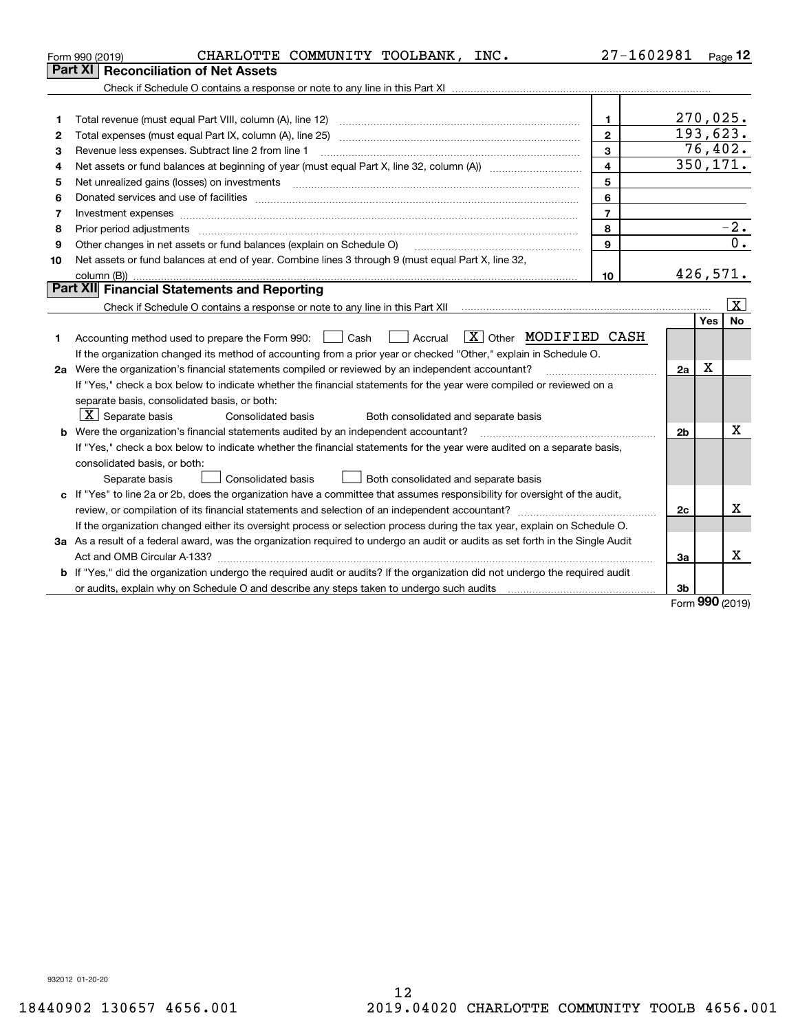Form 990 (2019) CHARLOTTE COMMUNITY TOOLBANK, INC. 27-1602981 Page 12

## Part XI Reconciliation of Net Assets

Check if Schedule O contains a response or note to any line in this Part XI

| | | | |
|---|---|---|---|
| 1 | Total revenue (must equal Part VIII, column (A), line 12) | 1 | 270,025. |
| 2 | Total expenses (must equal Part IX, column (A), line 25) | 2 | 193,623. |
| 3 | Revenue less expenses. Subtract line 2 from line 1 | 3 | 76,402. |
| 4 | Net assets or fund balances at beginning of year (must equal Part X, line 32, column (A)) | 4 | 350,171. |
| 5 | Net unrealized gains (losses) on investments | 5 | |
| 6 | Donated services and use of facilities | 6 | |
| 7 | Investment expenses | 7 | |
| 8 | Prior period adjustments | 8 | -2. |
| 9 | Other changes in net assets or fund balances (explain on Schedule O) | 9 | 0. |
| 10 | Net assets or fund balances at end of year. Combine lines 3 through 9 (must equal Part X, line 32, column (B)) | 10 | 426,571. |

## Part XII Financial Statements and Reporting

Check if Schedule O contains a response or note to any line in this Part XII [X]

| | | | Yes | No |
|---|---|---|---|---|
| 1 | Accounting method used to prepare the Form 990: [ ] Cash [ ] Accrual [X] Other MODIFIED CASH<br>If the organization changed its method of accounting from a prior year or checked "Other," explain in Schedule O. | | | |
| 2a | Were the organization's financial statements compiled or reviewed by an independent accountant?<br>If "Yes," check a box below to indicate whether the financial statements for the year were compiled or reviewed on a separate basis, consolidated basis, or both:<br>[X] Separate basis [ ] Consolidated basis [ ] Both consolidated and separate basis | 2a | X | |
| b | Were the organization's financial statements audited by an independent accountant?<br>If "Yes," check a box below to indicate whether the financial statements for the year were audited on a separate basis, consolidated basis, or both:<br>[ ] Separate basis [ ] Consolidated basis [ ] Both consolidated and separate basis | 2b | | X |
| c | If "Yes" to line 2a or 2b, does the organization have a committee that assumes responsibility for oversight of the audit, review, or compilation of its financial statements and selection of an independent accountant?<br>If the organization changed either its oversight process or selection process during the tax year, explain on Schedule O. | 2c | | X |
| 3a | As a result of a federal award, was the organization required to undergo an audit or audits as set forth in the Single Audit Act and OMB Circular A-133? | 3a | | X |
| b | If "Yes," did the organization undergo the required audit or audits? If the organization did not undergo the required audit or audits, explain why on Schedule O and describe any steps taken to undergo such audits | 3b | | |

Form 990 (2019)

932012 01-20-20

18440902 130657 4656.001 2019.04020 CHARLOTTE COMMUNITY TOOLB 4656.001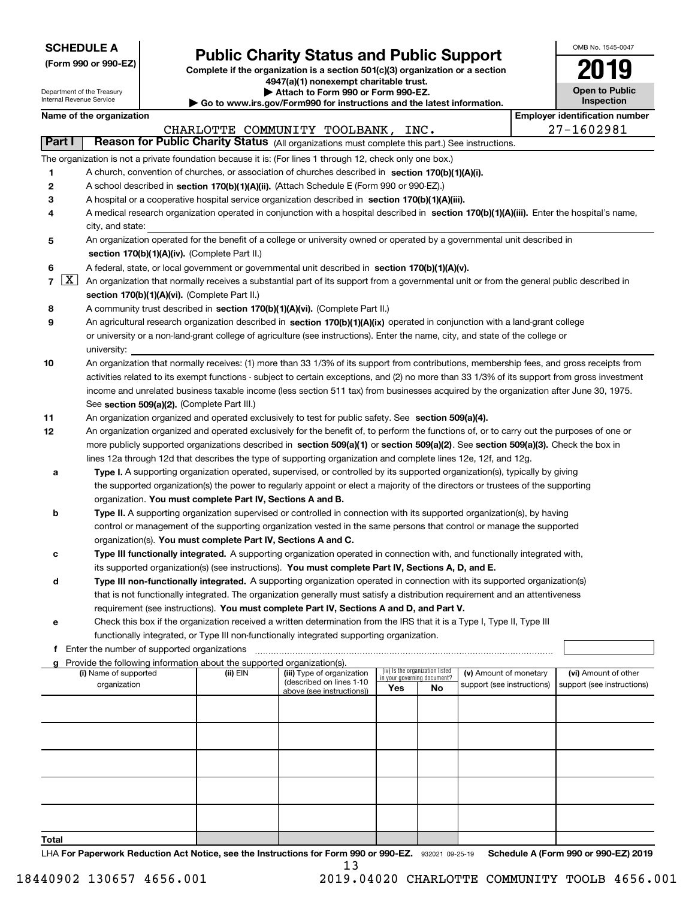**SCHEDULE A**
**(Form 990 or 990-EZ)**

Department of the Treasury
Internal Revenue Service

# Public Charity Status and Public Support

**Complete if the organization is a section 501(c)(3) organization or a section 4947(a)(1) nonexempt charitable trust.**
**▶ Attach to Form 990 or Form 990-EZ.**
**▶ Go to www.irs.gov/Form990 for instructions and the latest information.**

OMB No. 1545-0047
**2019**
**Open to Public Inspection**

**Name of the organization:** CHARLOTTE COMMUNITY TOOLBANK, INC.
**Employer identification number:** 27-1602981

## Part I Reason for Public Charity Status (All organizations must complete this part.) See instructions.

The organization is not a private foundation because it is: (For lines 1 through 12, check only one box.)

1. [ ] A church, convention of churches, or association of churches described in **section 170(b)(1)(A)(i).**
2. [ ] A school described in **section 170(b)(1)(A)(ii).** (Attach Schedule E (Form 990 or 990-EZ).)
3. [ ] A hospital or a cooperative hospital service organization described in **section 170(b)(1)(A)(iii).**
4. [ ] A medical research organization operated in conjunction with a hospital described in **section 170(b)(1)(A)(iii).** Enter the hospital's name, city, and state:
5. [ ] An organization operated for the benefit of a college or university owned or operated by a governmental unit described in **section 170(b)(1)(A)(iv).** (Complete Part II.)
6. [ ] A federal, state, or local government or governmental unit described in **section 170(b)(1)(A)(v).**
7. [X] An organization that normally receives a substantial part of its support from a governmental unit or from the general public described in **section 170(b)(1)(A)(vi).** (Complete Part II.)
8. [ ] A community trust described in **section 170(b)(1)(A)(vi).** (Complete Part II.)
9. [ ] An agricultural research organization described in **section 170(b)(1)(A)(ix)** operated in conjunction with a land-grant college or university or a non-land-grant college of agriculture (see instructions). Enter the name, city, and state of the college or university:
10. [ ] An organization that normally receives: (1) more than 33 1/3% of its support from contributions, membership fees, and gross receipts from activities related to its exempt functions - subject to certain exceptions, and (2) no more than 33 1/3% of its support from gross investment income and unrelated business taxable income (less section 511 tax) from businesses acquired by the organization after June 30, 1975. See **section 509(a)(2).** (Complete Part III.)
11. [ ] An organization organized and operated exclusively to test for public safety. See **section 509(a)(4).**
12. [ ] An organization organized and operated exclusively for the benefit of, to perform the functions of, or to carry out the purposes of one or more publicly supported organizations described in **section 509(a)(1)** or **section 509(a)(2)**. See **section 509(a)(3).** Check the box in lines 12a through 12d that describes the type of supporting organization and complete lines 12e, 12f, and 12g.
   - **a** [ ] **Type I.** A supporting organization operated, supervised, or controlled by its supported organization(s), typically by giving the supported organization(s) the power to regularly appoint or elect a majority of the directors or trustees of the supporting organization. **You must complete Part IV, Sections A and B.**
   - **b** [ ] **Type II.** A supporting organization supervised or controlled in connection with its supported organization(s), by having control or management of the supporting organization vested in the same persons that control or manage the supported organization(s). **You must complete Part IV, Sections A and C.**
   - **c** [ ] **Type III functionally integrated.** A supporting organization operated in connection with, and functionally integrated with, its supported organization(s) (see instructions). **You must complete Part IV, Sections A, D, and E.**
   - **d** [ ] **Type III non-functionally integrated.** A supporting organization operated in connection with its supported organization(s) that is not functionally integrated. The organization generally must satisfy a distribution requirement and an attentiveness requirement (see instructions). **You must complete Part IV, Sections A and D, and Part V.**
   - **e** [ ] Check this box if the organization received a written determination from the IRS that it is a Type I, Type II, Type III functionally integrated, or Type III non-functionally integrated supporting organization.
   - **f** Enter the number of supported organizations
   - **g** Provide the following information about the supported organization(s).

| (i) Name of supported organization | (ii) EIN | (iii) Type of organization (described on lines 1-10 above (see instructions)) | (iv) Is the organization listed in your governing document? Yes | No | (v) Amount of monetary support (see instructions) | (vi) Amount of other support (see instructions) |
|---|---|---|---|---|---|---|
| | | | | | | |
| | | | | | | |
| | | | | | | |
| | | | | | | |
| | | | | | | |
| **Total** | | | | | | |

LHA **For Paperwork Reduction Act Notice, see the Instructions for Form 990 or 990-EZ.** 932021 09-25-19 **Schedule A (Form 990 or 990-EZ) 2019**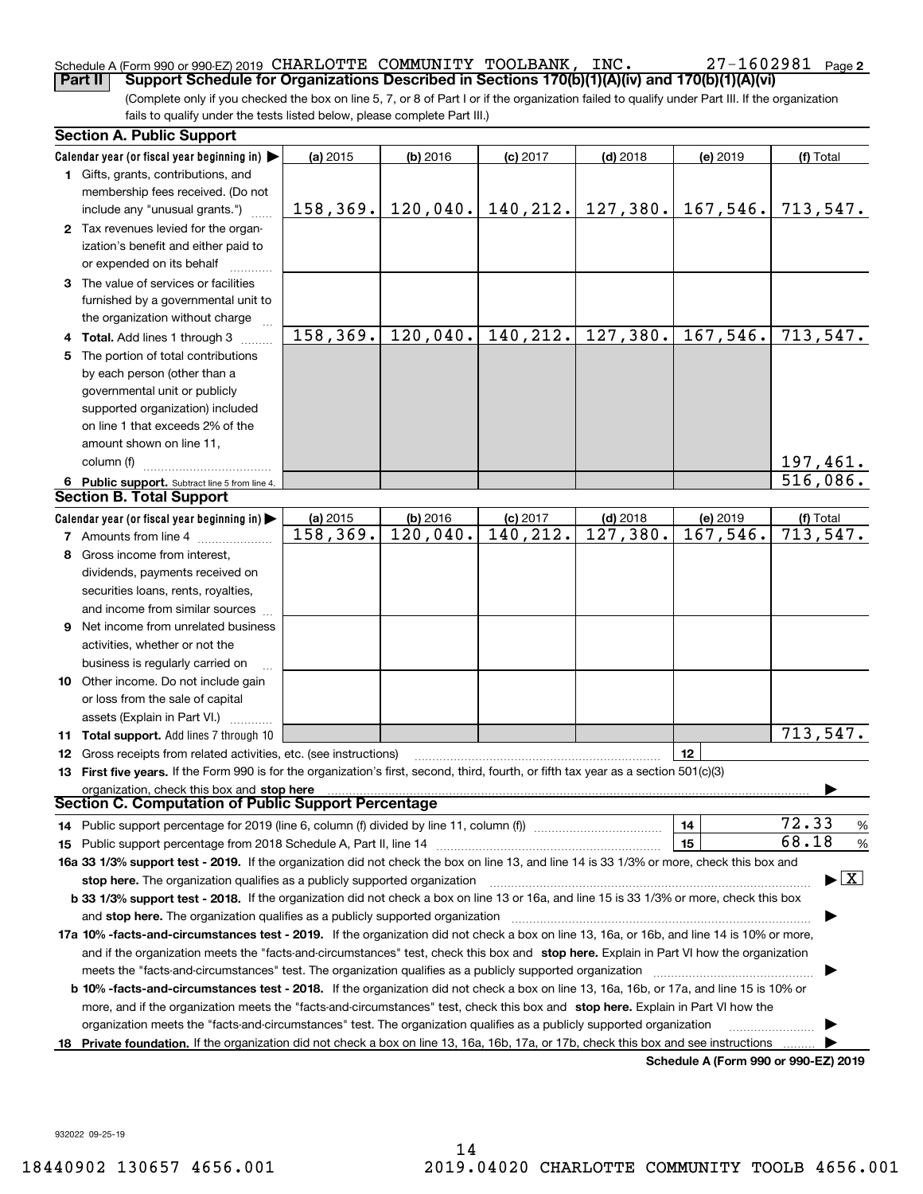Schedule A (Form 990 or 990-EZ) 2019 CHARLOTTE COMMUNITY TOOLBANK, INC. 27-1602981 Page 2

**Part II** **Support Schedule for Organizations Described in Sections 170(b)(1)(A)(iv) and 170(b)(1)(A)(vi)**

(Complete only if you checked the box on line 5, 7, or 8 of Part I or if the organization failed to qualify under Part III. If the organization fails to qualify under the tests listed below, please complete Part III.)

**Section A. Public Support**

| Calendar year (or fiscal year beginning in) ▶ | (a) 2015 | (b) 2016 | (c) 2017 | (d) 2018 | (e) 2019 | (f) Total |
|---|---|---|---|---|---|---|
| 1 Gifts, grants, contributions, and membership fees received. (Do not include any "unusual grants.") | 158,369. | 120,040. | 140,212. | 127,380. | 167,546. | 713,547. |
| 2 Tax revenues levied for the organization's benefit and either paid to or expended on its behalf | | | | | | |
| 3 The value of services or facilities furnished by a governmental unit to the organization without charge | | | | | | |
| 4 **Total.** Add lines 1 through 3 | 158,369. | 120,040. | 140,212. | 127,380. | 167,546. | 713,547. |
| 5 The portion of total contributions by each person (other than a governmental unit or publicly supported organization) included on line 1 that exceeds 2% of the amount shown on line 11, column (f) | | | | | | 197,461. |
| 6 **Public support.** Subtract line 5 from line 4. | | | | | | 516,086. |

**Section B. Total Support**

| Calendar year (or fiscal year beginning in) ▶ | (a) 2015 | (b) 2016 | (c) 2017 | (d) 2018 | (e) 2019 | (f) Total |
|---|---|---|---|---|---|---|
| 7 Amounts from line 4 | 158,369. | 120,040. | 140,212. | 127,380. | 167,546. | 713,547. |
| 8 Gross income from interest, dividends, payments received on securities loans, rents, royalties, and income from similar sources | | | | | | |
| 9 Net income from unrelated business activities, whether or not the business is regularly carried on | | | | | | |
| 10 Other income. Do not include gain or loss from the sale of capital assets (Explain in Part VI.) | | | | | | |
| 11 **Total support.** Add lines 7 through 10 | | | | | | 713,547. |

12 Gross receipts from related activities, etc. (see instructions) | 12 |

13 **First five years.** If the Form 990 is for the organization's first, second, third, fourth, or fifth tax year as a section 501(c)(3) organization, check this box and **stop here** ▶

**Section C. Computation of Public Support Percentage**

14 Public support percentage for 2019 (line 6, column (f) divided by line 11, column (f)) | 14 | 72.33 %

15 Public support percentage from 2018 Schedule A, Part II, line 14 | 15 | 68.18 %

**16a 33 1/3% support test - 2019.** If the organization did not check the box on line 13, and line 14 is 33 1/3% or more, check this box and **stop here.** The organization qualifies as a publicly supported organization ▶ [X]

**b 33 1/3% support test - 2018.** If the organization did not check a box on line 13 or 16a, and line 15 is 33 1/3% or more, check this box and **stop here.** The organization qualifies as a publicly supported organization ▶

**17a 10% -facts-and-circumstances test - 2019.** If the organization did not check a box on line 13, 16a, or 16b, and line 14 is 10% or more, and if the organization meets the "facts-and-circumstances" test, check this box and **stop here.** Explain in Part VI how the organization meets the "facts-and-circumstances" test. The organization qualifies as a publicly supported organization ▶

**b 10% -facts-and-circumstances test - 2018.** If the organization did not check a box on line 13, 16a, 16b, or 17a, and line 15 is 10% or more, and if the organization meets the "facts-and-circumstances" test, check this box and **stop here.** Explain in Part VI how the organization meets the "facts-and-circumstances" test. The organization qualifies as a publicly supported organization ▶

**18 Private foundation.** If the organization did not check a box on line 13, 16a, 16b, 17a, or 17b, check this box and see instructions ▶

**Schedule A (Form 990 or 990-EZ) 2019**

932022 09-25-19

18440902 130657 4656.001 2019.04020 CHARLOTTE COMMUNITY TOOLB 4656.001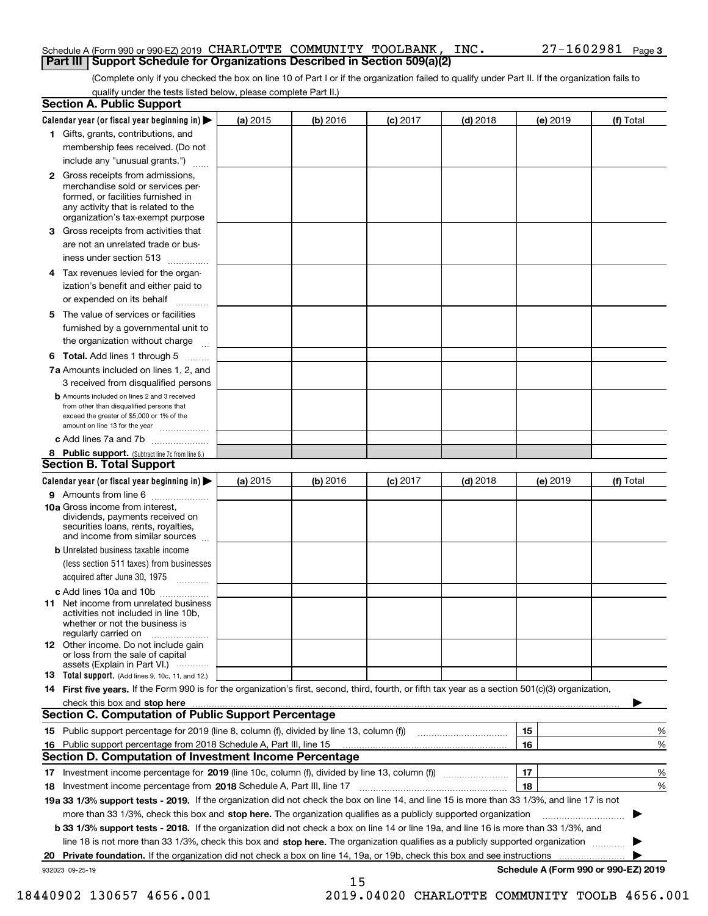Schedule A (Form 990 or 990-EZ) 2019 CHARLOTTE COMMUNITY TOOLBANK, INC. 27-1602981 Page 3

## Part III Support Schedule for Organizations Described in Section 509(a)(2)

(Complete only if you checked the box on line 10 of Part I or if the organization failed to qualify under Part II. If the organization fails to qualify under the tests listed below, please complete Part II.)

### Section A. Public Support

| Calendar year (or fiscal year beginning in) ▶ | (a) 2015 | (b) 2016 | (c) 2017 | (d) 2018 | (e) 2019 | (f) Total |
|---|---|---|---|---|---|---|
| 1 Gifts, grants, contributions, and membership fees received. (Do not include any "unusual grants.") | | | | | | |
| 2 Gross receipts from admissions, merchandise sold or services performed, or facilities furnished in any activity that is related to the organization's tax-exempt purpose | | | | | | |
| 3 Gross receipts from activities that are not an unrelated trade or business under section 513 | | | | | | |
| 4 Tax revenues levied for the organization's benefit and either paid to or expended on its behalf | | | | | | |
| 5 The value of services or facilities furnished by a governmental unit to the organization without charge | | | | | | |
| 6 **Total.** Add lines 1 through 5 | | | | | | |
| 7a Amounts included on lines 1, 2, and 3 received from disqualified persons | | | | | | |
| b Amounts included on lines 2 and 3 received from other than disqualified persons that exceed the greater of $5,000 or 1% of the amount on line 13 for the year | | | | | | |
| c Add lines 7a and 7b | | | | | | |
| 8 **Public support.** (Subtract line 7c from line 6.) | | | | | | |

### Section B. Total Support

| Calendar year (or fiscal year beginning in) ▶ | (a) 2015 | (b) 2016 | (c) 2017 | (d) 2018 | (e) 2019 | (f) Total |
|---|---|---|---|---|---|---|
| 9 Amounts from line 6 | | | | | | |
| 10a Gross income from interest, dividends, payments received on securities loans, rents, royalties, and income from similar sources | | | | | | |
| b Unrelated business taxable income (less section 511 taxes) from businesses acquired after June 30, 1975 | | | | | | |
| c Add lines 10a and 10b | | | | | | |
| 11 Net income from unrelated business activities not included in line 10b, whether or not the business is regularly carried on | | | | | | |
| 12 Other income. Do not include gain or loss from the sale of capital assets (Explain in Part VI.) | | | | | | |
| 13 **Total support.** (Add lines 9, 10c, 11, and 12.) | | | | | | |

14 **First five years.** If the Form 990 is for the organization's first, second, third, fourth, or fifth tax year as a section 501(c)(3) organization, check this box and **stop here** ▶

### Section C. Computation of Public Support Percentage

| | | | |
|---|---|---|---|
| 15 | Public support percentage for 2019 (line 8, column (f), divided by line 13, column (f)) | 15 | % |
| 16 | Public support percentage from 2018 Schedule A, Part III, line 15 | 16 | % |

### Section D. Computation of Investment Income Percentage

| | | | |
|---|---|---|---|
| 17 | Investment income percentage for **2019** (line 10c, column (f), divided by line 13, column (f)) | 17 | % |
| 18 | Investment income percentage from **2018** Schedule A, Part III, line 17 | 18 | % |

**19a 33 1/3% support tests - 2019.** If the organization did not check the box on line 14, and line 15 is more than 33 1/3%, and line 17 is not more than 33 1/3%, check this box and **stop here.** The organization qualifies as a publicly supported organization ▶

**b 33 1/3% support tests - 2018.** If the organization did not check a box on line 14 or line 19a, and line 16 is more than 33 1/3%, and line 18 is not more than 33 1/3%, check this box and **stop here.** The organization qualifies as a publicly supported organization ▶

**20 Private foundation.** If the organization did not check a box on line 14, 19a, or 19b, check this box and see instructions ▶

932023 09-25-19 **Schedule A (Form 990 or 990-EZ) 2019**

18440902 130657 4656.001 2019.04020 CHARLOTTE COMMUNITY TOOLB 4656.001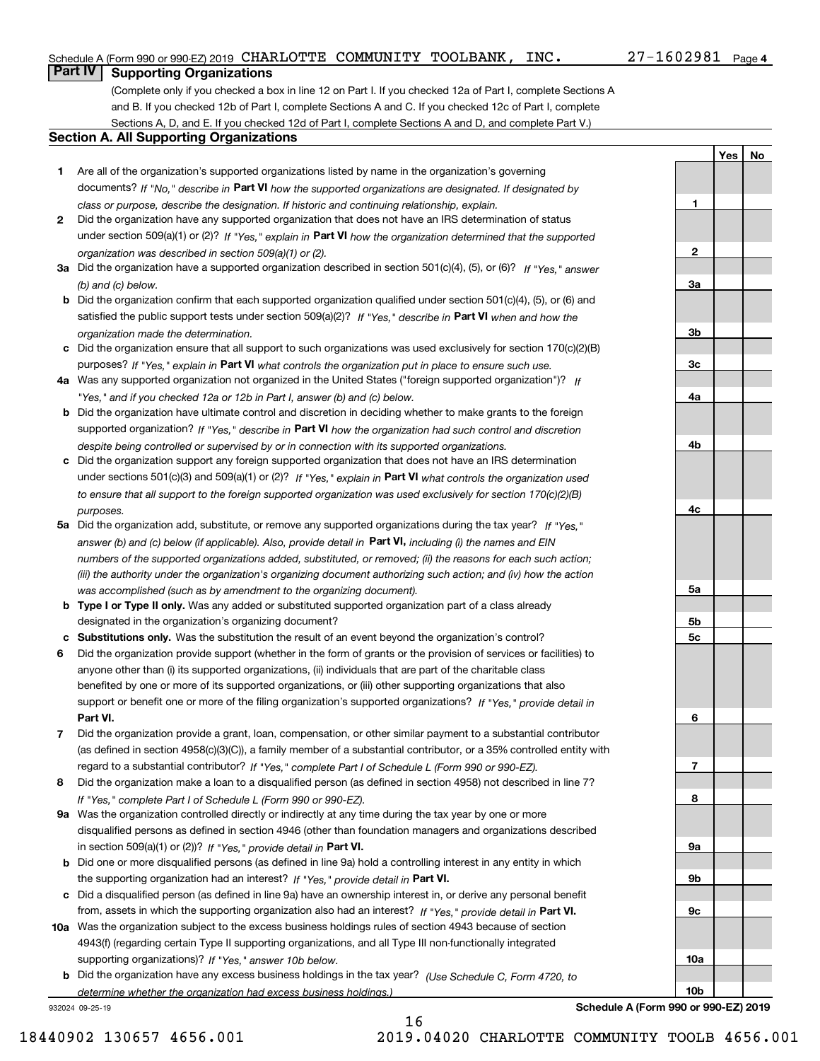Schedule A (Form 990 or 990-EZ) 2019 CHARLOTTE COMMUNITY TOOLBANK, INC. 27-1602981 Page 4

## Part IV Supporting Organizations

(Complete only if you checked a box in line 12 on Part I. If you checked 12a of Part I, complete Sections A and B. If you checked 12b of Part I, complete Sections A and C. If you checked 12c of Part I, complete Sections A, D, and E. If you checked 12d of Part I, complete Sections A and D, and complete Part V.)

### Section A. All Supporting Organizations

| | | | Yes | No |
|---|---|---|---|---|
| **1** | Are all of the organization's supported organizations listed by name in the organization's governing documents? *If "No," describe in* **Part VI** *how the supported organizations are designated. If designated by class or purpose, describe the designation. If historic and continuing relationship, explain.* | **1** | | |
| **2** | Did the organization have any supported organization that does not have an IRS determination of status under section 509(a)(1) or (2)? *If "Yes," explain in* **Part VI** *how the organization determined that the supported organization was described in section 509(a)(1) or (2).* | **2** | | |
| **3a** | Did the organization have a supported organization described in section 501(c)(4), (5), or (6)? *If "Yes," answer (b) and (c) below.* | **3a** | | |
| **b** | Did the organization confirm that each supported organization qualified under section 501(c)(4), (5), or (6) and satisfied the public support tests under section 509(a)(2)? *If "Yes," describe in* **Part VI** *when and how the organization made the determination.* | **3b** | | |
| **c** | Did the organization ensure that all support to such organizations was used exclusively for section 170(c)(2)(B) purposes? *If "Yes," explain in* **Part VI** *what controls the organization put in place to ensure such use.* | **3c** | | |
| **4a** | Was any supported organization not organized in the United States ("foreign supported organization")? *If "Yes," and if you checked 12a or 12b in Part I, answer (b) and (c) below.* | **4a** | | |
| **b** | Did the organization have ultimate control and discretion in deciding whether to make grants to the foreign supported organization? *If "Yes," describe in* **Part VI** *how the organization had such control and discretion despite being controlled or supervised by or in connection with its supported organizations.* | **4b** | | |
| **c** | Did the organization support any foreign supported organization that does not have an IRS determination under sections 501(c)(3) and 509(a)(1) or (2)? *If "Yes," explain in* **Part VI** *what controls the organization used to ensure that all support to the foreign supported organization was used exclusively for section 170(c)(2)(B) purposes.* | **4c** | | |
| **5a** | Did the organization add, substitute, or remove any supported organizations during the tax year? *If "Yes," answer (b) and (c) below (if applicable). Also, provide detail in* **Part VI,** *including (i) the names and EIN numbers of the supported organizations added, substituted, or removed; (ii) the reasons for each such action; (iii) the authority under the organization's organizing document authorizing such action; and (iv) how the action was accomplished (such as by amendment to the organizing document).* | **5a** | | |
| **b** | **Type I or Type II only.** Was any added or substituted supported organization part of a class already designated in the organization's organizing document? | **5b** | | |
| **c** | **Substitutions only.** Was the substitution the result of an event beyond the organization's control? | **5c** | | |
| **6** | Did the organization provide support (whether in the form of grants or the provision of services or facilities) to anyone other than (i) its supported organizations, (ii) individuals that are part of the charitable class benefited by one or more of its supported organizations, or (iii) other supporting organizations that also support or benefit one or more of the filing organization's supported organizations? *If "Yes," provide detail in* **Part VI.** | **6** | | |
| **7** | Did the organization provide a grant, loan, compensation, or other similar payment to a substantial contributor (as defined in section 4958(c)(3)(C)), a family member of a substantial contributor, or a 35% controlled entity with regard to a substantial contributor? *If "Yes," complete Part I of Schedule L (Form 990 or 990-EZ).* | **7** | | |
| **8** | Did the organization make a loan to a disqualified person (as defined in section 4958) not described in line 7? *If "Yes," complete Part I of Schedule L (Form 990 or 990-EZ).* | **8** | | |
| **9a** | Was the organization controlled directly or indirectly at any time during the tax year by one or more disqualified persons as defined in section 4946 (other than foundation managers and organizations described in section 509(a)(1) or (2))? *If "Yes," provide detail in* **Part VI.** | **9a** | | |
| **b** | Did one or more disqualified persons (as defined in line 9a) hold a controlling interest in any entity in which the supporting organization had an interest? *If "Yes," provide detail in* **Part VI.** | **9b** | | |
| **c** | Did a disqualified person (as defined in line 9a) have an ownership interest in, or derive any personal benefit from, assets in which the supporting organization also had an interest? *If "Yes," provide detail in* **Part VI.** | **9c** | | |
| **10a** | Was the organization subject to the excess business holdings rules of section 4943 because of section 4943(f) (regarding certain Type II supporting organizations, and all Type III non-functionally integrated supporting organizations)? *If "Yes," answer 10b below.* | **10a** | | |
| **b** | Did the organization have any excess business holdings in the tax year? *(Use Schedule C, Form 4720, to determine whether the organization had excess business holdings.)* | **10b** | | |

932024 09-25-19 **Schedule A (Form 990 or 990-EZ) 2019**

18440902 130657 4656.001 2019.04020 CHARLOTTE COMMUNITY TOOLB 4656.001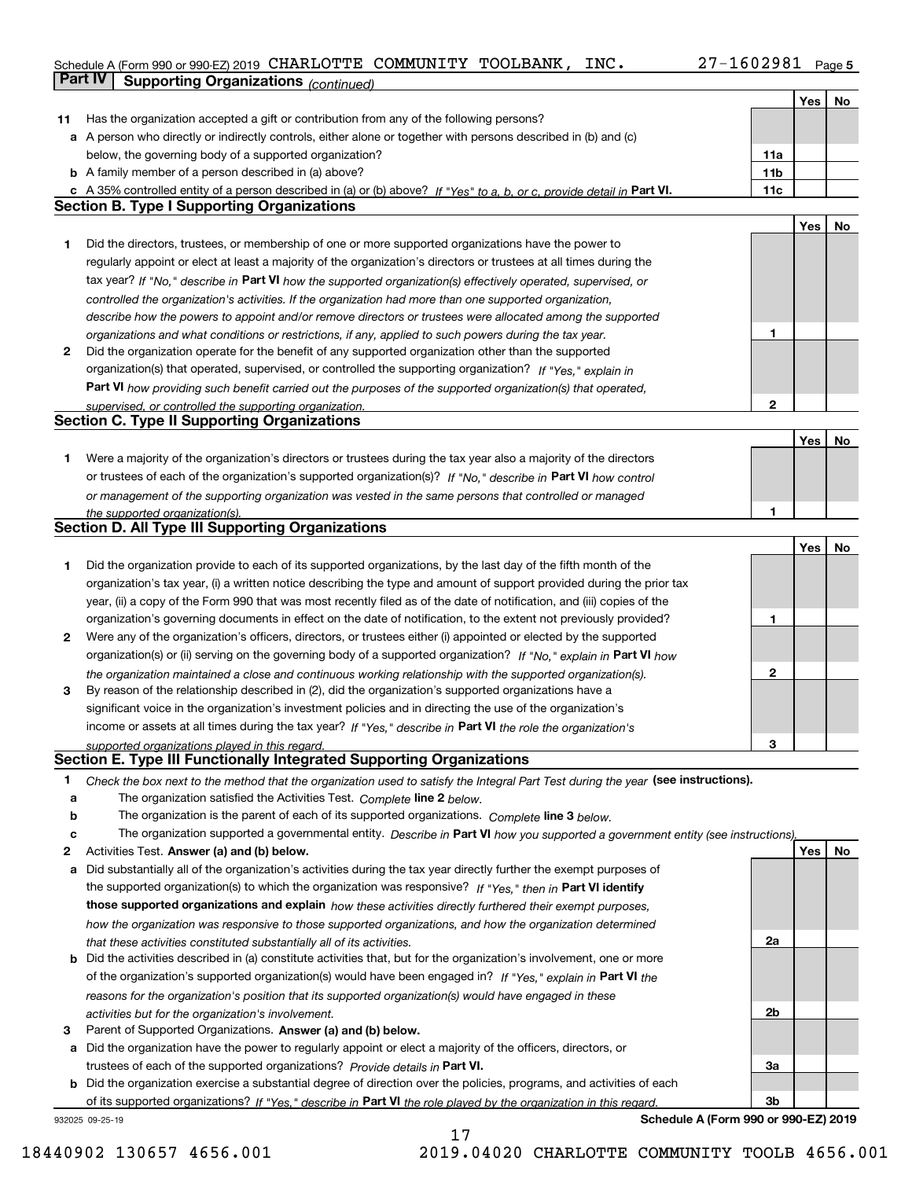Schedule A (Form 990 or 990-EZ) 2019 CHARLOTTE COMMUNITY TOOLBANK, INC. 27-1602981 Page 5

**Part IV | Supporting Organizations** *(continued)*

| | | | Yes | No |
|---|---|---|---|---|
| **11** | Has the organization accepted a gift or contribution from any of the following persons? | | | |
| **a** | A person who directly or indirectly controls, either alone or together with persons described in (b) and (c) below, the governing body of a supported organization? | **11a** | | |
| **b** | A family member of a person described in (a) above? | **11b** | | |
| **c** | A 35% controlled entity of a person described in (a) or (b) above? *If "Yes" to a, b, or c, provide detail in* **Part VI.** | **11c** | | |

**Section B. Type I Supporting Organizations**

| | | | Yes | No |
|---|---|---|---|---|
| **1** | Did the directors, trustees, or membership of one or more supported organizations have the power to regularly appoint or elect at least a majority of the organization's directors or trustees at all times during the tax year? *If "No," describe in* **Part VI** *how the supported organization(s) effectively operated, supervised, or controlled the organization's activities. If the organization had more than one supported organization, describe how the powers to appoint and/or remove directors or trustees were allocated among the supported organizations and what conditions or restrictions, if any, applied to such powers during the tax year.* | **1** | | |
| **2** | Did the organization operate for the benefit of any supported organization other than the supported organization(s) that operated, supervised, or controlled the supporting organization? *If "Yes," explain in* **Part VI** *how providing such benefit carried out the purposes of the supported organization(s) that operated, supervised, or controlled the supporting organization.* | **2** | | |

**Section C. Type II Supporting Organizations**

| | | | Yes | No |
|---|---|---|---|---|
| **1** | Were a majority of the organization's directors or trustees during the tax year also a majority of the directors or trustees of each of the organization's supported organization(s)? *If "No," describe in* **Part VI** *how control or management of the supporting organization was vested in the same persons that controlled or managed the supported organization(s).* | **1** | | |

**Section D. All Type III Supporting Organizations**

| | | | Yes | No |
|---|---|---|---|---|
| **1** | Did the organization provide to each of its supported organizations, by the last day of the fifth month of the organization's tax year, (i) a written notice describing the type and amount of support provided during the prior tax year, (ii) a copy of the Form 990 that was most recently filed as of the date of notification, and (iii) copies of the organization's governing documents in effect on the date of notification, to the extent not previously provided? | **1** | | |
| **2** | Were any of the organization's officers, directors, or trustees either (i) appointed or elected by the supported organization(s) or (ii) serving on the governing body of a supported organization? *If "No," explain in* **Part VI** *how the organization maintained a close and continuous working relationship with the supported organization(s).* | **2** | | |
| **3** | By reason of the relationship described in (2), did the organization's supported organizations have a significant voice in the organization's investment policies and in directing the use of the organization's income or assets at all times during the tax year? *If "Yes," describe in* **Part VI** *the role the organization's supported organizations played in this regard.* | **3** | | |

**Section E. Type III Functionally Integrated Supporting Organizations**

**1** *Check the box next to the method that the organization used to satisfy the Integral Part Test during the year* **(see instructions).**

- **a** ☐ The organization satisfied the Activities Test. *Complete* **line 2** *below.*
- **b** ☐ The organization is the parent of each of its supported organizations. *Complete* **line 3** *below.*
- **c** ☐ The organization supported a governmental entity. *Describe in* **Part VI** *how you supported a government entity (see instructions).*

| | | | Yes | No |
|---|---|---|---|---|
| **2** | Activities Test. **Answer (a) and (b) below.** | | | |
| **a** | Did substantially all of the organization's activities during the tax year directly further the exempt purposes of the supported organization(s) to which the organization was responsive? *If "Yes," then in* **Part VI identify those supported organizations and explain** *how these activities directly furthered their exempt purposes, how the organization was responsive to those supported organizations, and how the organization determined that these activities constituted substantially all of its activities.* | **2a** | | |
| **b** | Did the activities described in (a) constitute activities that, but for the organization's involvement, one or more of the organization's supported organization(s) would have been engaged in? *If "Yes," explain in* **Part VI** *the reasons for the organization's position that its supported organization(s) would have engaged in these activities but for the organization's involvement.* | **2b** | | |
| **3** | Parent of Supported Organizations. **Answer (a) and (b) below.** | | | |
| **a** | Did the organization have the power to regularly appoint or elect a majority of the officers, directors, or trustees of each of the supported organizations? *Provide details in* **Part VI.** | **3a** | | |
| **b** | Did the organization exercise a substantial degree of direction over the policies, programs, and activities of each of its supported organizations? *If "Yes," describe in* **Part VI** *the role played by the organization in this regard.* | **3b** | | |

932025 09-25-19 **Schedule A (Form 990 or 990-EZ) 2019**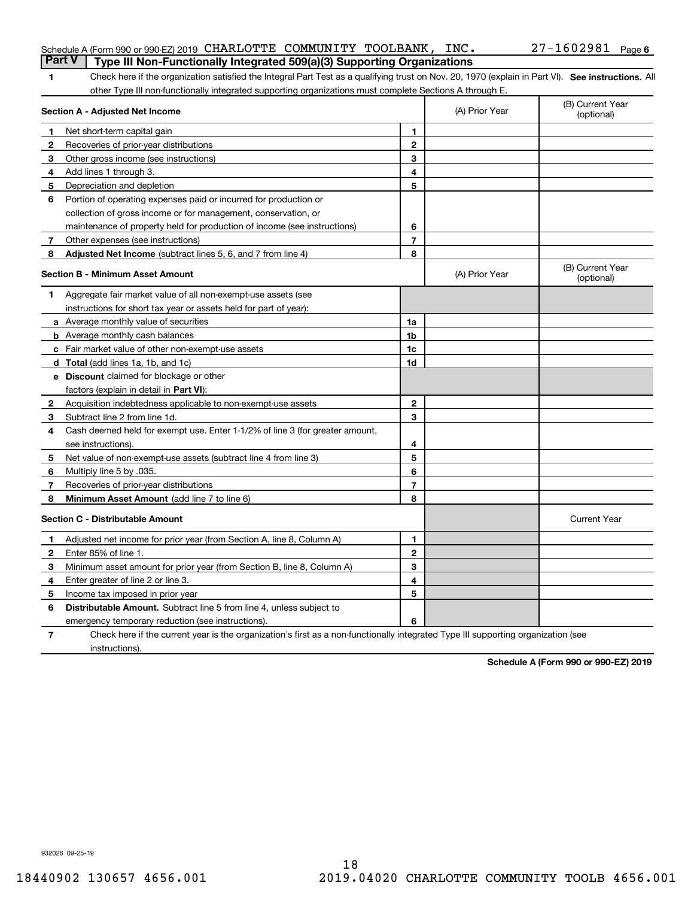Schedule A (Form 990 or 990-EZ) 2019 CHARLOTTE COMMUNITY TOOLBANK, INC. 27-1602981 Page 6

## Part V Type III Non-Functionally Integrated 509(a)(3) Supporting Organizations

**1** Check here if the organization satisfied the Integral Part Test as a qualifying trust on Nov. 20, 1970 (explain in Part VI). **See instructions.** All other Type III non-functionally integrated supporting organizations must complete Sections A through E.

| **Section A - Adjusted Net Income** | | (A) Prior Year | (B) Current Year (optional) |
|---|---|---|---|
| **1** Net short-term capital gain | 1 | | |
| **2** Recoveries of prior-year distributions | 2 | | |
| **3** Other gross income (see instructions) | 3 | | |
| **4** Add lines 1 through 3. | 4 | | |
| **5** Depreciation and depletion | 5 | | |
| **6** Portion of operating expenses paid or incurred for production or collection of gross income or for management, conservation, or maintenance of property held for production of income (see instructions) | 6 | | |
| **7** Other expenses (see instructions) | 7 | | |
| **8** **Adjusted Net Income** (subtract lines 5, 6, and 7 from line 4) | 8 | | |

| **Section B - Minimum Asset Amount** | | (A) Prior Year | (B) Current Year (optional) |
|---|---|---|---|
| **1** Aggregate fair market value of all non-exempt-use assets (see instructions for short tax year or assets held for part of year): | | | |
| **a** Average monthly value of securities | 1a | | |
| **b** Average monthly cash balances | 1b | | |
| **c** Fair market value of other non-exempt-use assets | 1c | | |
| **d** **Total** (add lines 1a, 1b, and 1c) | 1d | | |
| **e** **Discount** claimed for blockage or other factors (explain in detail in **Part VI**): | | | |
| **2** Acquisition indebtedness applicable to non-exempt-use assets | 2 | | |
| **3** Subtract line 2 from line 1d. | 3 | | |
| **4** Cash deemed held for exempt use. Enter 1-1/2% of line 3 (for greater amount, see instructions). | 4 | | |
| **5** Net value of non-exempt-use assets (subtract line 4 from line 3) | 5 | | |
| **6** Multiply line 5 by .035. | 6 | | |
| **7** Recoveries of prior-year distributions | 7 | | |
| **8** **Minimum Asset Amount** (add line 7 to line 6) | 8 | | |

| **Section C - Distributable Amount** | | | Current Year |
|---|---|---|---|
| **1** Adjusted net income for prior year (from Section A, line 8, Column A) | 1 | | |
| **2** Enter 85% of line 1. | 2 | | |
| **3** Minimum asset amount for prior year (from Section B, line 8, Column A) | 3 | | |
| **4** Enter greater of line 2 or line 3. | 4 | | |
| **5** Income tax imposed in prior year | 5 | | |
| **6** **Distributable Amount.** Subtract line 5 from line 4, unless subject to emergency temporary reduction (see instructions). | 6 | | |

**7** Check here if the current year is the organization's first as a non-functionally integrated Type III supporting organization (see instructions).

**Schedule A (Form 990 or 990-EZ) 2019**

932026 09-25-19

18440902 130657 4656.001 2019.04020 CHARLOTTE COMMUNITY TOOLB 4656.001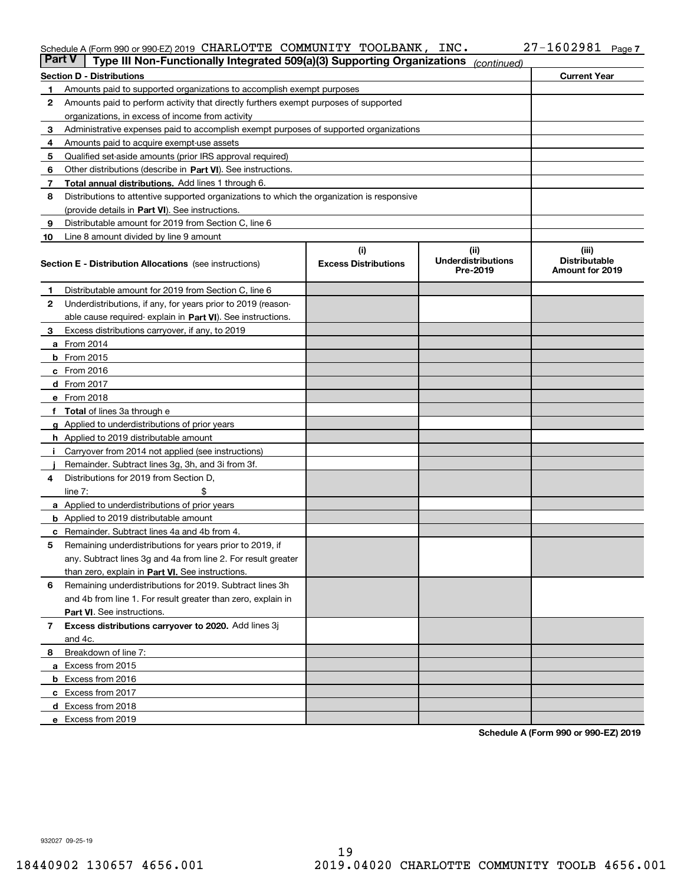Schedule A (Form 990 or 990-EZ) 2019 CHARLOTTE COMMUNITY TOOLBANK, INC. 27-1602981

## Part V | Type III Non-Functionally Integrated 509(a)(3) Supporting Organizations *(continued)*

| **Section D - Distributions** | | **Current Year** |
|---|---|---|
| 1 | Amounts paid to supported organizations to accomplish exempt purposes | |
| 2 | Amounts paid to perform activity that directly furthers exempt purposes of supported organizations, in excess of income from activity | |
| 3 | Administrative expenses paid to accomplish exempt purposes of supported organizations | |
| 4 | Amounts paid to acquire exempt-use assets | |
| 5 | Qualified set-aside amounts (prior IRS approval required) | |
| 6 | Other distributions (describe in **Part VI**). See instructions. | |
| 7 | **Total annual distributions.** Add lines 1 through 6. | |
| 8 | Distributions to attentive supported organizations to which the organization is responsive (provide details in **Part VI**). See instructions. | |
| 9 | Distributable amount for 2019 from Section C, line 6 | |
| 10 | Line 8 amount divided by line 9 amount | |

| | **Section E - Distribution Allocations** (see instructions) | (i) Excess Distributions | (ii) Underdistributions Pre-2019 | (iii) Distributable Amount for 2019 |
|---|---|---|---|---|
| 1 | Distributable amount for 2019 from Section C, line 6 | | | |
| 2 | Underdistributions, if any, for years prior to 2019 (reasonable cause required- explain in **Part VI**). See instructions. | | | |
| 3 | Excess distributions carryover, if any, to 2019 | | | |
| a | From 2014 | | | |
| b | From 2015 | | | |
| c | From 2016 | | | |
| d | From 2017 | | | |
| e | From 2018 | | | |
| f | **Total** of lines 3a through e | | | |
| g | Applied to underdistributions of prior years | | | |
| h | Applied to 2019 distributable amount | | | |
| i | Carryover from 2014 not applied (see instructions) | | | |
| j | Remainder. Subtract lines 3g, 3h, and 3i from 3f. | | | |
| 4 | Distributions for 2019 from Section D, line 7: $ | | | |
| a | Applied to underdistributions of prior years | | | |
| b | Applied to 2019 distributable amount | | | |
| c | Remainder. Subtract lines 4a and 4b from 4. | | | |
| 5 | Remaining underdistributions for years prior to 2019, if any. Subtract lines 3g and 4a from line 2. For result greater than zero, explain in **Part VI.** See instructions. | | | |
| 6 | Remaining underdistributions for 2019. Subtract lines 3h and 4b from line 1. For result greater than zero, explain in **Part VI**. See instructions. | | | |
| 7 | **Excess distributions carryover to 2020.** Add lines 3j and 4c. | | | |
| 8 | Breakdown of line 7: | | | |
| a | Excess from 2015 | | | |
| b | Excess from 2016 | | | |
| c | Excess from 2017 | | | |
| d | Excess from 2018 | | | |
| e | Excess from 2019 | | | |

**Schedule A (Form 990 or 990-EZ) 2019**

932027 09-25-19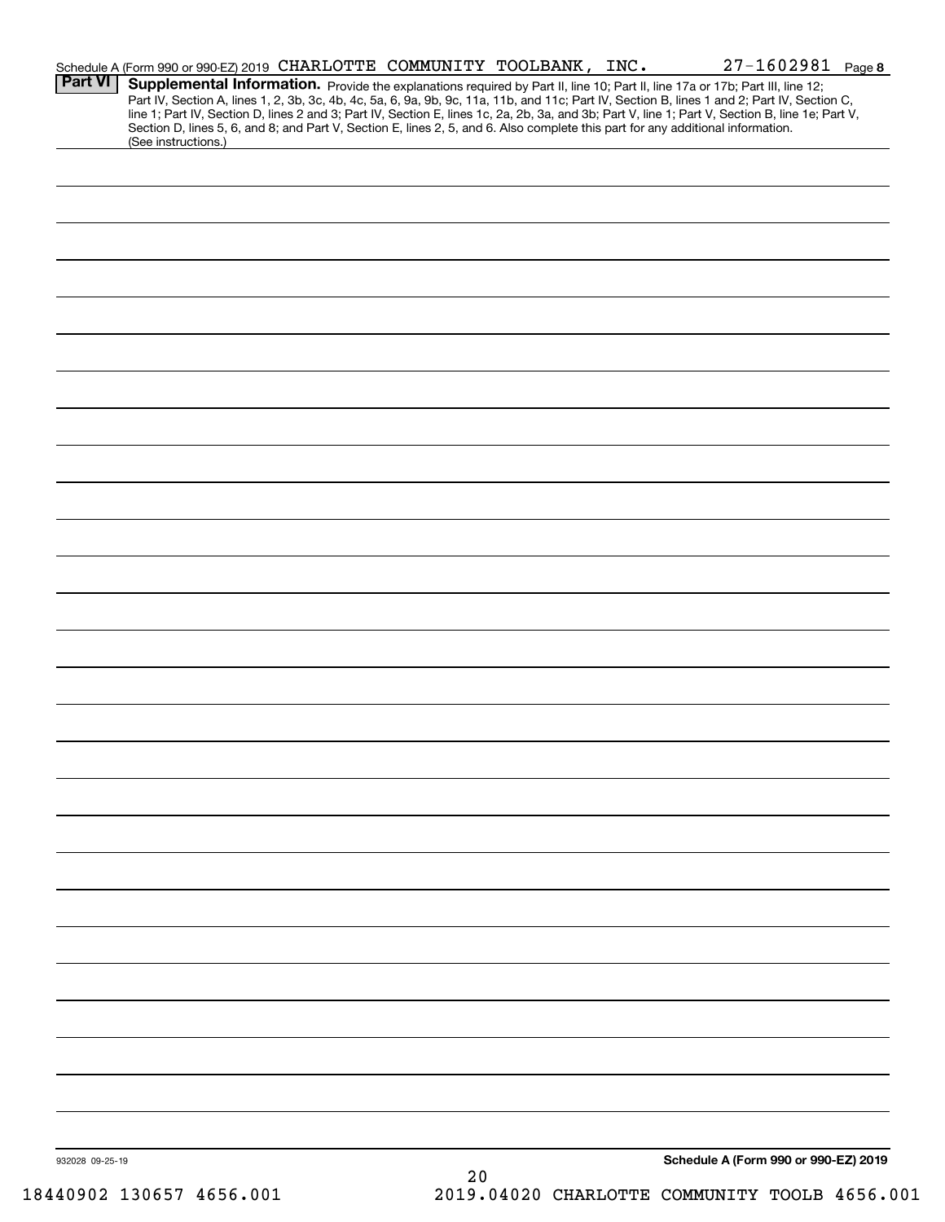Schedule A (Form 990 or 990-EZ) 2019 CHARLOTTE COMMUNITY TOOLBANK, INC. 27-1602981 Page 8

## Part VI Supplemental Information.

Provide the explanations required by Part II, line 10; Part II, line 17a or 17b; Part III, line 12; Part IV, Section A, lines 1, 2, 3b, 3c, 4b, 4c, 5a, 6, 9a, 9b, 9c, 11a, 11b, and 11c; Part IV, Section B, lines 1 and 2; Part IV, Section C, line 1; Part IV, Section D, lines 2 and 3; Part IV, Section E, lines 1c, 2a, 2b, 3a, and 3b; Part V, line 1; Part V, Section B, line 1e; Part V, Section D, lines 5, 6, and 8; and Part V, Section E, lines 2, 5, and 6. Also complete this part for any additional information. (See instructions.)

932028 09-25-19

**Schedule A (Form 990 or 990-EZ) 2019**

18440902 130657 4656.001 2019.04020 CHARLOTTE COMMUNITY TOOLB 4656.001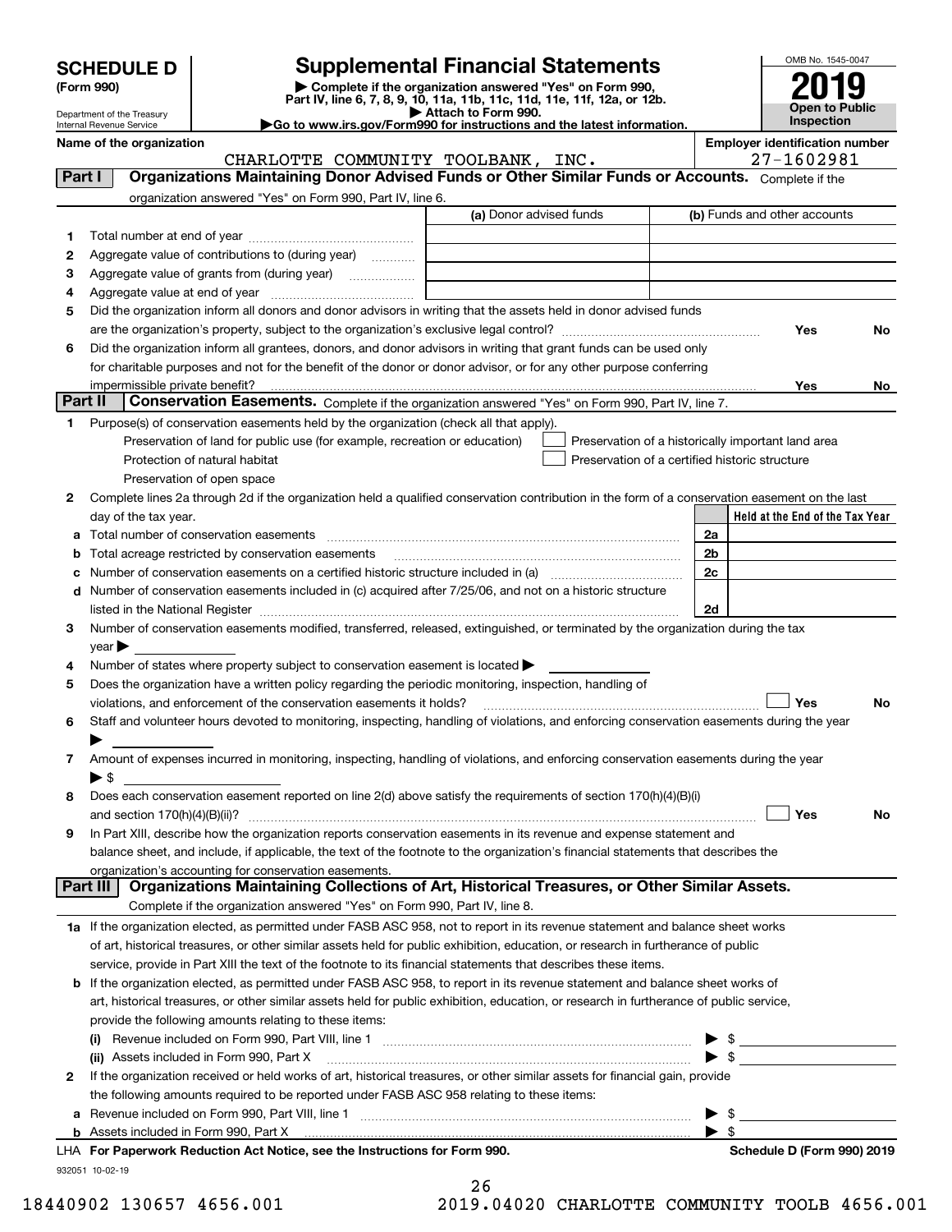# SCHEDULE D (Form 990)

Department of the Treasury
Internal Revenue Service

## Supplemental Financial Statements

▶ Complete if the organization answered "Yes" on Form 990, Part IV, line 6, 7, 8, 9, 10, 11a, 11b, 11c, 11d, 11e, 11f, 12a, or 12b.
▶ Attach to Form 990.
▶Go to www.irs.gov/Form990 for instructions and the latest information.

OMB No. 1545-0047
**2019**
**Open to Public Inspection**

**Name of the organization**
CHARLOTTE COMMUNITY TOOLBANK, INC.

**Employer identification number**
27-1602981

**Part I** **Organizations Maintaining Donor Advised Funds or Other Similar Funds or Accounts.** Complete if the organization answered "Yes" on Form 990, Part IV, line 6.

| | | (a) Donor advised funds | (b) Funds and other accounts |
|---|---|---|---|
| 1 | Total number at end of year | | |
| 2 | Aggregate value of contributions to (during year) | | |
| 3 | Aggregate value of grants from (during year) | | |
| 4 | Aggregate value at end of year | | |

5 Did the organization inform all donors and donor advisors in writing that the assets held in donor advised funds are the organization's property, subject to the organization's exclusive legal control? Yes No

6 Did the organization inform all grantees, donors, and donor advisors in writing that grant funds can be used only for charitable purposes and not for the benefit of the donor or donor advisor, or for any other purpose conferring impermissible private benefit? Yes No

**Part II** **Conservation Easements.** Complete if the organization answered "Yes" on Form 990, Part IV, line 7.

1 Purpose(s) of conservation easements held by the organization (check all that apply).
- Preservation of land for public use (for example, recreation or education)
- Protection of natural habitat
- Preservation of open space
- Preservation of a historically important land area
- Preservation of a certified historic structure

2 Complete lines 2a through 2d if the organization held a qualified conservation contribution in the form of a conservation easement on the last day of the tax year.

| | | | Held at the End of the Tax Year |
|---|---|---|---|
| a | Total number of conservation easements | 2a | |
| b | Total acreage restricted by conservation easements | 2b | |
| c | Number of conservation easements on a certified historic structure included in (a) | 2c | |
| d | Number of conservation easements included in (c) acquired after 7/25/06, and not on a historic structure listed in the National Register | 2d | |

3 Number of conservation easements modified, transferred, released, extinguished, or terminated by the organization during the tax year ▶

4 Number of states where property subject to conservation easement is located ▶

5 Does the organization have a written policy regarding the periodic monitoring, inspection, handling of violations, and enforcement of the conservation easements it holds? Yes No

6 Staff and volunteer hours devoted to monitoring, inspecting, handling of violations, and enforcing conservation easements during the year ▶

7 Amount of expenses incurred in monitoring, inspecting, handling of violations, and enforcing conservation easements during the year ▶ $

8 Does each conservation easement reported on line 2(d) above satisfy the requirements of section 170(h)(4)(B)(i) and section 170(h)(4)(B)(ii)? Yes No

9 In Part XIII, describe how the organization reports conservation easements in its revenue and expense statement and balance sheet, and include, if applicable, the text of the footnote to the organization's financial statements that describes the organization's accounting for conservation easements.

**Part III** **Organizations Maintaining Collections of Art, Historical Treasures, or Other Similar Assets.** Complete if the organization answered "Yes" on Form 990, Part IV, line 8.

1a If the organization elected, as permitted under FASB ASC 958, not to report in its revenue statement and balance sheet works of art, historical treasures, or other similar assets held for public exhibition, education, or research in furtherance of public service, provide in Part XIII the text of the footnote to its financial statements that describes these items.

b If the organization elected, as permitted under FASB ASC 958, to report in its revenue statement and balance sheet works of art, historical treasures, or other similar assets held for public exhibition, education, or research in furtherance of public service, provide the following amounts relating to these items:

(i) Revenue included on Form 990, Part VIII, line 1 ▶ $

(ii) Assets included in Form 990, Part X ▶ $

2 If the organization received or held works of art, historical treasures, or other similar assets for financial gain, provide the following amounts required to be reported under FASB ASC 958 relating to these items:

a Revenue included on Form 990, Part VIII, line 1 ▶ $

b Assets included in Form 990, Part X ▶ $

**LHA For Paperwork Reduction Act Notice, see the Instructions for Form 990.** **Schedule D (Form 990) 2019**

932051 10-02-19

18440902 130657 4656.001 2019.04020 CHARLOTTE COMMUNITY TOOLB 4656.001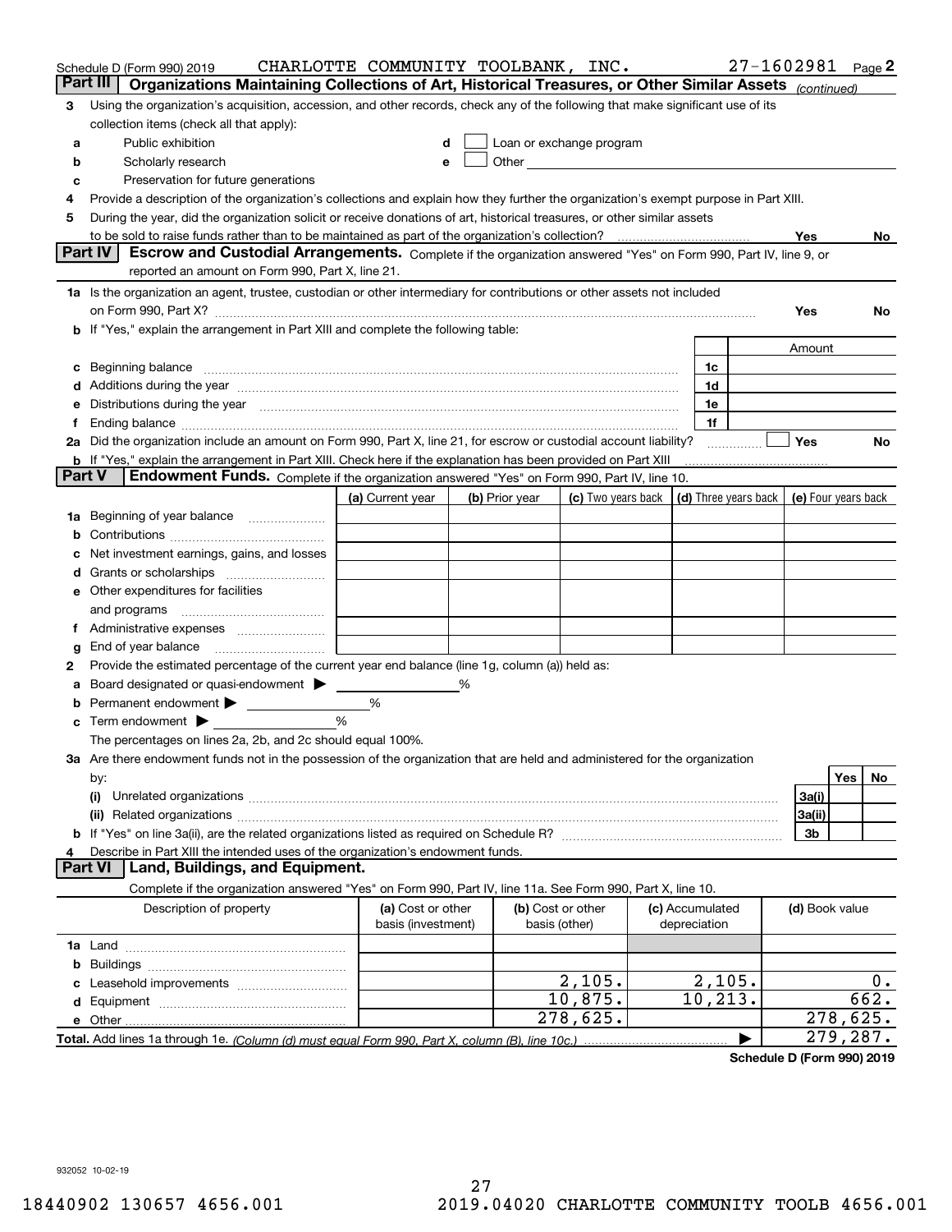Schedule D (Form 990) 2019 CHARLOTTE COMMUNITY TOOLBANK, INC. 27-1602981

## Part III Organizations Maintaining Collections of Art, Historical Treasures, or Other Similar Assets *(continued)*

**3** Using the organization's acquisition, accession, and other records, check any of the following that make significant use of its collection items (check all that apply):

- **a** Public exhibition
- **b** Scholarly research
- **c** Preservation for future generations
- **d** ☐ Loan or exchange program
- **e** ☐ Other

**4** Provide a description of the organization's collections and explain how they further the organization's exempt purpose in Part XIII.

**5** During the year, did the organization solicit or receive donations of art, historical treasures, or other similar assets to be sold to raise funds rather than to be maintained as part of the organization's collection? Yes No

## Part IV Escrow and Custodial Arrangements.

Complete if the organization answered "Yes" on Form 990, Part IV, line 9, or reported an amount on Form 990, Part X, line 21.

**1a** Is the organization an agent, trustee, custodian or other intermediary for contributions or other assets not included on Form 990, Part X? Yes No

**b** If "Yes," explain the arrangement in Part XIII and complete the following table:

| | | Amount |
|---|---|---|
| **c** Beginning balance | 1c | |
| **d** Additions during the year | 1d | |
| **e** Distributions during the year | 1e | |
| **f** Ending balance | 1f | |

**2a** Did the organization include an amount on Form 990, Part X, line 21, for escrow or custodial account liability? ☐ Yes No

**b** If "Yes," explain the arrangement in Part XIII. Check here if the explanation has been provided on Part XIII

## Part V Endowment Funds.

Complete if the organization answered "Yes" on Form 990, Part IV, line 10.

| | (a) Current year | (b) Prior year | (c) Two years back | (d) Three years back | (e) Four years back |
|---|---|---|---|---|---|
| **1a** Beginning of year balance | | | | | |
| **b** Contributions | | | | | |
| **c** Net investment earnings, gains, and losses | | | | | |
| **d** Grants or scholarships | | | | | |
| **e** Other expenditures for facilities and programs | | | | | |
| **f** Administrative expenses | | | | | |
| **g** End of year balance | | | | | |

**2** Provide the estimated percentage of the current year end balance (line 1g, column (a)) held as:

- **a** Board designated or quasi-endowment ▶ ______ %
- **b** Permanent endowment ▶ ______ %
- **c** Term endowment ▶ ______ %

The percentages on lines 2a, 2b, and 2c should equal 100%.

**3a** Are there endowment funds not in the possession of the organization that are held and administered for the organization by:

| | | Yes | No |
|---|---|---|---|
| **(i)** Unrelated organizations | 3a(i) | | |
| **(ii)** Related organizations | 3a(ii) | | |
| **b** If "Yes" on line 3a(ii), are the related organizations listed as required on Schedule R? | 3b | | |

**4** Describe in Part XIII the intended uses of the organization's endowment funds.

## Part VI Land, Buildings, and Equipment.

Complete if the organization answered "Yes" on Form 990, Part IV, line 11a. See Form 990, Part X, line 10.

| Description of property | (a) Cost or other basis (investment) | (b) Cost or other basis (other) | (c) Accumulated depreciation | (d) Book value |
|---|---|---|---|---|
| **1a** Land | | | | |
| **b** Buildings | | | | |
| **c** Leasehold improvements | | 2,105. | 2,105. | 0. |
| **d** Equipment | | 10,875. | 10,213. | 662. |
| **e** Other | | 278,625. | | 278,625. |
| **Total.** Add lines 1a through 1e. *(Column (d) must equal Form 990, Part X, column (B), line 10c.)* | | | ▶ | 279,287. |

**Schedule D (Form 990) 2019**

932052 10-02-19

18440902 130657 4656.001 2019.04020 CHARLOTTE COMMUNITY TOOLB 4656.001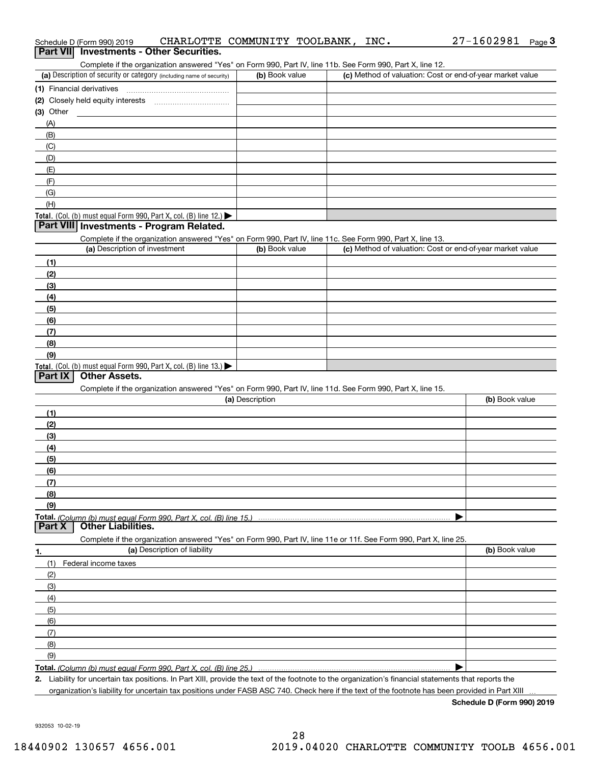Schedule D (Form 990) 2019 CHARLOTTE COMMUNITY TOOLBANK, INC. 27-1602981 Page 3

## Part VII Investments - Other Securities.

Complete if the organization answered "Yes" on Form 990, Part IV, line 11b. See Form 990, Part X, line 12.

| (a) Description of security or category (including name of security) | (b) Book value | (c) Method of valuation: Cost or end-of-year market value |
|---|---|---|
| (1) Financial derivatives | | |
| (2) Closely held equity interests | | |
| (3) Other | | |
| (A) | | |
| (B) | | |
| (C) | | |
| (D) | | |
| (E) | | |
| (F) | | |
| (G) | | |
| (H) | | |
| **Total.** (Col. (b) must equal Form 990, Part X, col. (B) line 12.) ▶ | | |

## Part VIII Investments - Program Related.

Complete if the organization answered "Yes" on Form 990, Part IV, line 11c. See Form 990, Part X, line 13.

| (a) Description of investment | (b) Book value | (c) Method of valuation: Cost or end-of-year market value |
|---|---|---|
| (1) | | |
| (2) | | |
| (3) | | |
| (4) | | |
| (5) | | |
| (6) | | |
| (7) | | |
| (8) | | |
| (9) | | |
| **Total.** (Col. (b) must equal Form 990, Part X, col. (B) line 13.) ▶ | | |

## Part IX Other Assets.

Complete if the organization answered "Yes" on Form 990, Part IV, line 11d. See Form 990, Part X, line 15.

| (a) Description | (b) Book value |
|---|---|
| (1) | |
| (2) | |
| (3) | |
| (4) | |
| (5) | |
| (6) | |
| (7) | |
| (8) | |
| (9) | |
| **Total.** *(Column (b) must equal Form 990, Part X, col. (B) line 15.)* ▶ | |

## Part X Other Liabilities.

Complete if the organization answered "Yes" on Form 990, Part IV, line 11e or 11f. See Form 990, Part X, line 25.

| 1. (a) Description of liability | (b) Book value |
|---|---|
| (1) Federal income taxes | |
| (2) | |
| (3) | |
| (4) | |
| (5) | |
| (6) | |
| (7) | |
| (8) | |
| (9) | |
| **Total.** *(Column (b) must equal Form 990, Part X, col. (B) line 25.)* ▶ | |

2. Liability for uncertain tax positions. In Part XIII, provide the text of the footnote to the organization's financial statements that reports the organization's liability for uncertain tax positions under FASB ASC 740. Check here if the text of the footnote has been provided in Part XIII ☐

**Schedule D (Form 990) 2019**

932053 10-02-19

18440902 130657 4656.001 2019.04020 CHARLOTTE COMMUNITY TOOLB 4656.001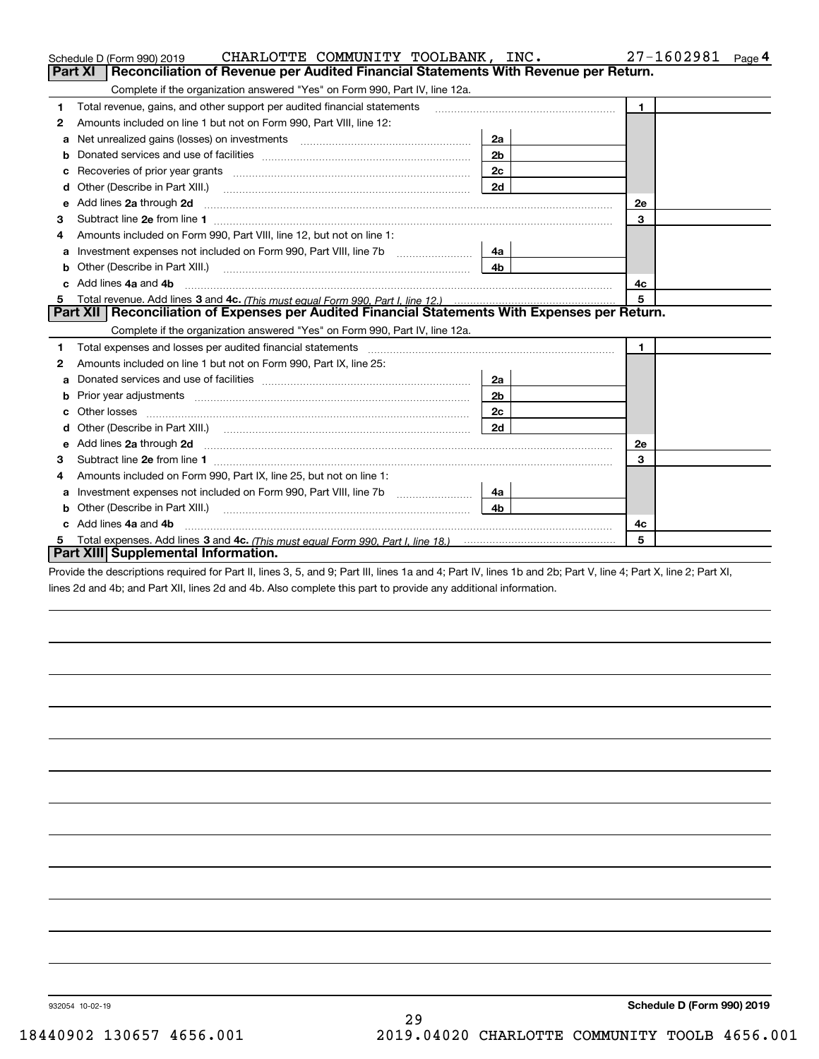Schedule D (Form 990) 2019 CHARLOTTE COMMUNITY TOOLBANK, INC. 27-1602981 Page 4

## Part XI Reconciliation of Revenue per Audited Financial Statements With Revenue per Return.

Complete if the organization answered "Yes" on Form 990, Part IV, line 12a.

| | | | | | |
|---|---|---|---|---|---|
| 1 | Total revenue, gains, and other support per audited financial statements | | | 1 | |
| 2 | Amounts included on line 1 but not on Form 990, Part VIII, line 12: | | | | |
| a | Net unrealized gains (losses) on investments | 2a | | | |
| b | Donated services and use of facilities | 2b | | | |
| c | Recoveries of prior year grants | 2c | | | |
| d | Other (Describe in Part XIII.) | 2d | | | |
| e | Add lines 2a through 2d | | | 2e | |
| 3 | Subtract line 2e from line 1 | | | 3 | |
| 4 | Amounts included on Form 990, Part VIII, line 12, but not on line 1: | | | | |
| a | Investment expenses not included on Form 990, Part VIII, line 7b | 4a | | | |
| b | Other (Describe in Part XIII.) | 4b | | | |
| c | Add lines 4a and 4b | | | 4c | |
| 5 | Total revenue. Add lines 3 and 4c. *(This must equal Form 990, Part I, line 12.)* | | | 5 | |

## Part XII Reconciliation of Expenses per Audited Financial Statements With Expenses per Return.

Complete if the organization answered "Yes" on Form 990, Part IV, line 12a.

| | | | | | |
|---|---|---|---|---|---|
| 1 | Total expenses and losses per audited financial statements | | | 1 | |
| 2 | Amounts included on line 1 but not on Form 990, Part IX, line 25: | | | | |
| a | Donated services and use of facilities | 2a | | | |
| b | Prior year adjustments | 2b | | | |
| c | Other losses | 2c | | | |
| d | Other (Describe in Part XIII.) | 2d | | | |
| e | Add lines 2a through 2d | | | 2e | |
| 3 | Subtract line 2e from line 1 | | | 3 | |
| 4 | Amounts included on Form 990, Part IX, line 25, but not on line 1: | | | | |
| a | Investment expenses not included on Form 990, Part VIII, line 7b | 4a | | | |
| b | Other (Describe in Part XIII.) | 4b | | | |
| c | Add lines 4a and 4b | | | 4c | |
| 5 | Total expenses. Add lines 3 and 4c. *(This must equal Form 990, Part I, line 18.)* | | | 5 | |

## Part XIII Supplemental Information.

Provide the descriptions required for Part II, lines 3, 5, and 9; Part III, lines 1a and 4; Part IV, lines 1b and 2b; Part V, line 4; Part X, line 2; Part XI, lines 2d and 4b; and Part XII, lines 2d and 4b. Also complete this part to provide any additional information.

932054 10-02-19

Schedule D (Form 990) 2019

18440902 130657 4656.001 2019.04020 CHARLOTTE COMMUNITY TOOLB 4656.001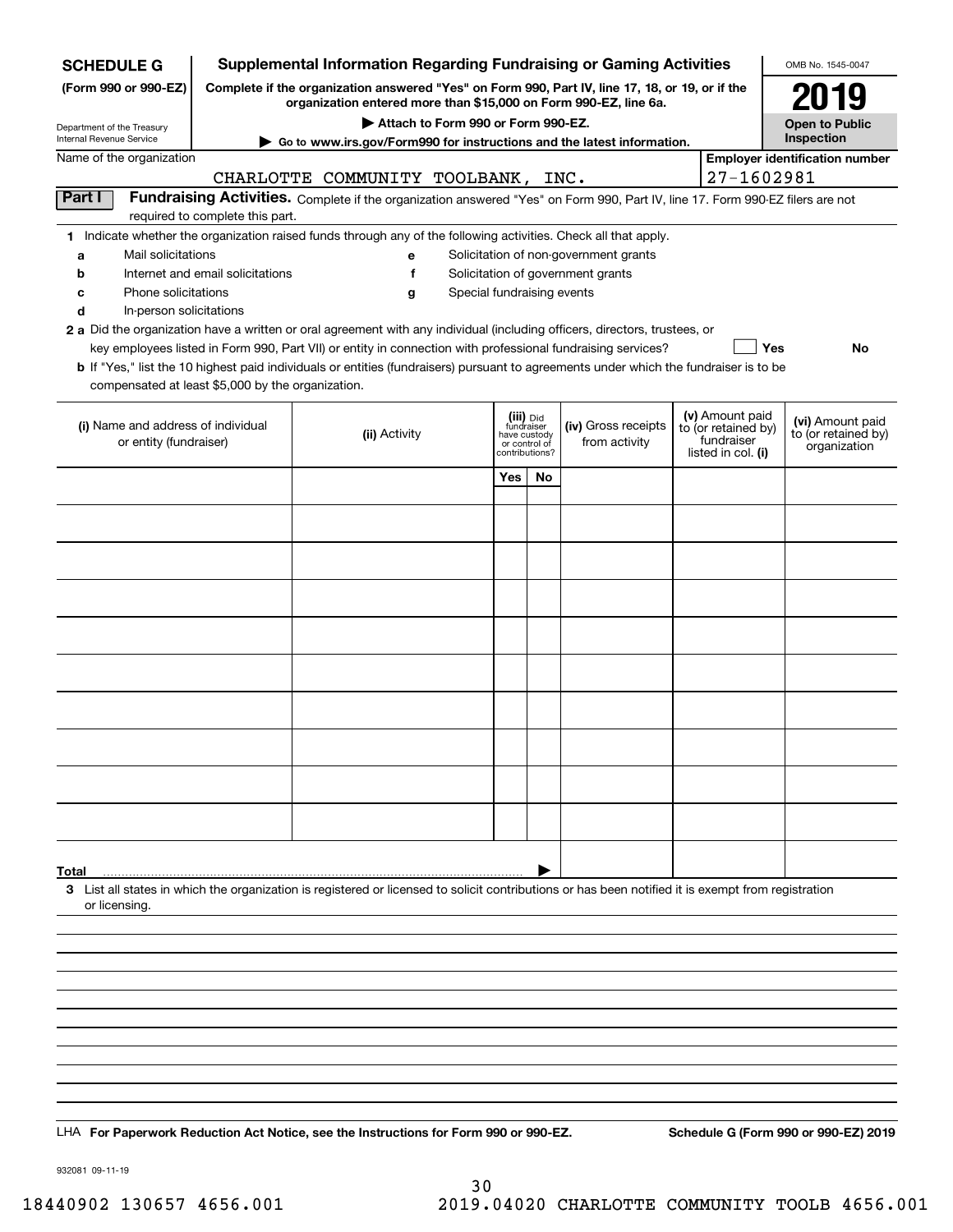**SCHEDULE G (Form 990 or 990-EZ)**

Department of the Treasury
Internal Revenue Service

## Supplemental Information Regarding Fundraising or Gaming Activities

**Complete if the organization answered "Yes" on Form 990, Part IV, line 17, 18, or 19, or if the organization entered more than $15,000 on Form 990-EZ, line 6a.**

**▶ Attach to Form 990 or Form 990-EZ.**

**▶ Go to www.irs.gov/Form990 for instructions and the latest information.**

OMB No. 1545-0047

**2019**

**Open to Public Inspection**

Name of the organization: CHARLOTTE COMMUNITY TOOLBANK, INC.

Employer identification number: 27-1602981

**Part I — Fundraising Activities.** Complete if the organization answered "Yes" on Form 990, Part IV, line 17. Form 990-EZ filers are not required to complete this part.

**1** Indicate whether the organization raised funds through any of the following activities. Check all that apply.

- **a** Mail solicitations
- **b** Internet and email solicitations
- **c** Phone solicitations
- **d** In-person solicitations
- **e** Solicitation of non-government grants
- **f** Solicitation of government grants
- **g** Special fundraising events

**2 a** Did the organization have a written or oral agreement with any individual (including officers, directors, trustees, or key employees listed in Form 990, Part VII) or entity in connection with professional fundraising services? ☐ Yes ☐ No

**b** If "Yes," list the 10 highest paid individuals or entities (fundraisers) pursuant to agreements under which the fundraiser is to be compensated at least $5,000 by the organization.

| (i) Name and address of individual or entity (fundraiser) | (ii) Activity | (iii) Did fundraiser have custody or control of contributions? Yes | No | (iv) Gross receipts from activity | (v) Amount paid to (or retained by) fundraiser listed in col. (i) | (vi) Amount paid to (or retained by) organization |
|---|---|---|---|---|---|---|
| | | | | | | |
| | | | | | | |
| | | | | | | |
| | | | | | | |
| | | | | | | |
| | | | | | | |
| | | | | | | |
| | | | | | | |
| | | | | | | |
| | | | | | | |
| **Total** ▶ | | | | | | |

**3** List all states in which the organization is registered or licensed to solicit contributions or has been notified it is exempt from registration or licensing.

LHA **For Paperwork Reduction Act Notice, see the Instructions for Form 990 or 990-EZ.** **Schedule G (Form 990 or 990-EZ) 2019**

932081 09-11-19

18440902 130657 4656.001 2019.04020 CHARLOTTE COMMUNITY TOOLB 4656.001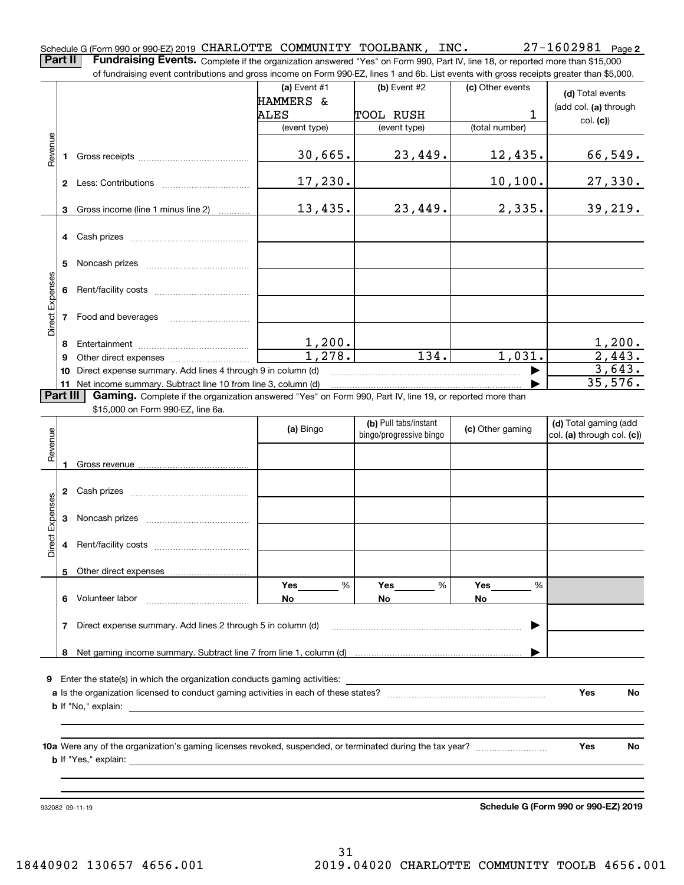Schedule G (Form 990 or 990-EZ) 2019 CHARLOTTE COMMUNITY TOOLBANK, INC. 27-1602981 Page 2

**Part II** **Fundraising Events.** Complete if the organization answered "Yes" on Form 990, Part IV, line 18, or reported more than $15,000 of fundraising event contributions and gross income on Form 990-EZ, lines 1 and 6b. List events with gross receipts greater than $5,000.

| | | (a) Event #1 HAMMERS & ALES (event type) | (b) Event #2 TOOL RUSH (event type) | (c) Other events 1 (total number) | (d) Total events (add col. (a) through col. (c)) |
|---|---|---|---|---|---|
| Revenue | 1 Gross receipts | 30,665. | 23,449. | 12,435. | 66,549. |
| | 2 Less: Contributions | 17,230. | | 10,100. | 27,330. |
| | 3 Gross income (line 1 minus line 2) | 13,435. | 23,449. | 2,335. | 39,219. |
| Direct Expenses | 4 Cash prizes | | | | |
| | 5 Noncash prizes | | | | |
| | 6 Rent/facility costs | | | | |
| | 7 Food and beverages | | | | |
| | 8 Entertainment | 1,200. | | | 1,200. |
| | 9 Other direct expenses | 1,278. | 134. | 1,031. | 2,443. |
| | 10 Direct expense summary. Add lines 4 through 9 in column (d) | | | ▶ | 3,643. |
| | 11 Net income summary. Subtract line 10 from line 3, column (d) | | | ▶ | 35,576. |

**Part III** **Gaming.** Complete if the organization answered "Yes" on Form 990, Part IV, line 19, or reported more than $15,000 on Form 990-EZ, line 6a.

| | | (a) Bingo | (b) Pull tabs/instant bingo/progressive bingo | (c) Other gaming | (d) Total gaming (add col. (a) through col. (c)) |
|---|---|---|---|---|---|
| Revenue | 1 Gross revenue | | | | |
| Direct Expenses | 2 Cash prizes | | | | |
| | 3 Noncash prizes | | | | |
| | 4 Rent/facility costs | | | | |
| | 5 Other direct expenses | | | | |
| | 6 Volunteer labor | Yes ____ % No | Yes ____ % No | Yes ____ % No | |
| | 7 Direct expense summary. Add lines 2 through 5 in column (d) | | | ▶ | |
| | 8 Net gaming income summary. Subtract line 7 from line 1, column (d) | | | ▶ | |

9 Enter the state(s) in which the organization conducts gaming activities: ____________

a Is the organization licensed to conduct gaming activities in each of these states? Yes No

b If "No," explain: ____________

10a Were any of the organization's gaming licenses revoked, suspended, or terminated during the tax year? Yes No

b If "Yes," explain: ____________

932082 09-11-19

**Schedule G (Form 990 or 990-EZ) 2019**

18440902 130657 4656.001 2019.04020 CHARLOTTE COMMUNITY TOOLB 4656.001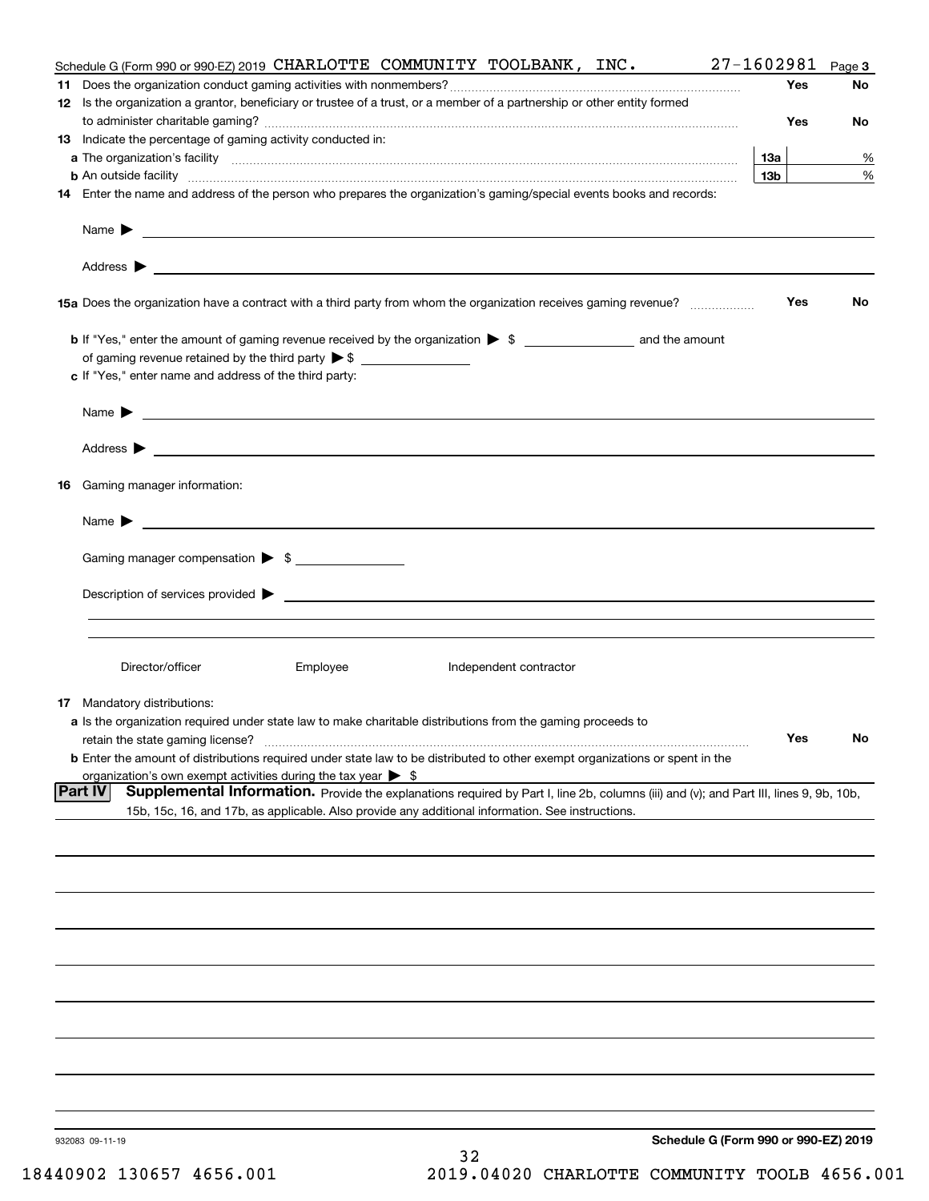Schedule G (Form 990 or 990-EZ) 2019 CHARLOTTE COMMUNITY TOOLBANK, INC. 27-1602981 Page 3

**11** Does the organization conduct gaming activities with nonmembers? ..... Yes No

**12** Is the organization a grantor, beneficiary or trustee of a trust, or a member of a partnership or other entity formed to administer charitable gaming? ..... Yes No

**13** Indicate the percentage of gaming activity conducted in:

**a** The organization's facility ..... **13a** %

**b** An outside facility ..... **13b** %

**14** Enter the name and address of the person who prepares the organization's gaming/special events books and records:

Name ▶

Address ▶

**15a** Does the organization have a contract with a third party from whom the organization receives gaming revenue? ..... Yes No

**b** If "Yes," enter the amount of gaming revenue received by the organization ▶ $ ______ and the amount of gaming revenue retained by the third party ▶ $ ______

**c** If "Yes," enter name and address of the third party:

Name ▶

Address ▶

**16** Gaming manager information:

Name ▶

Gaming manager compensation ▶ $

Description of services provided ▶

Director/officer    Employee    Independent contractor

**17** Mandatory distributions:

**a** Is the organization required under state law to make charitable distributions from the gaming proceeds to retain the state gaming license? ..... Yes No

**b** Enter the amount of distributions required under state law to be distributed to other exempt organizations or spent in the organization's own exempt activities during the tax year ▶ $

**Part IV** **Supplemental Information.** Provide the explanations required by Part I, line 2b, columns (iii) and (v); and Part III, lines 9, 9b, 10b, 15b, 15c, 16, and 17b, as applicable. Also provide any additional information. See instructions.

932083 09-11-19

**Schedule G (Form 990 or 990-EZ) 2019**

18440902 130657 4656.001    2019.04020 CHARLOTTE COMMUNITY TOOLB 4656.001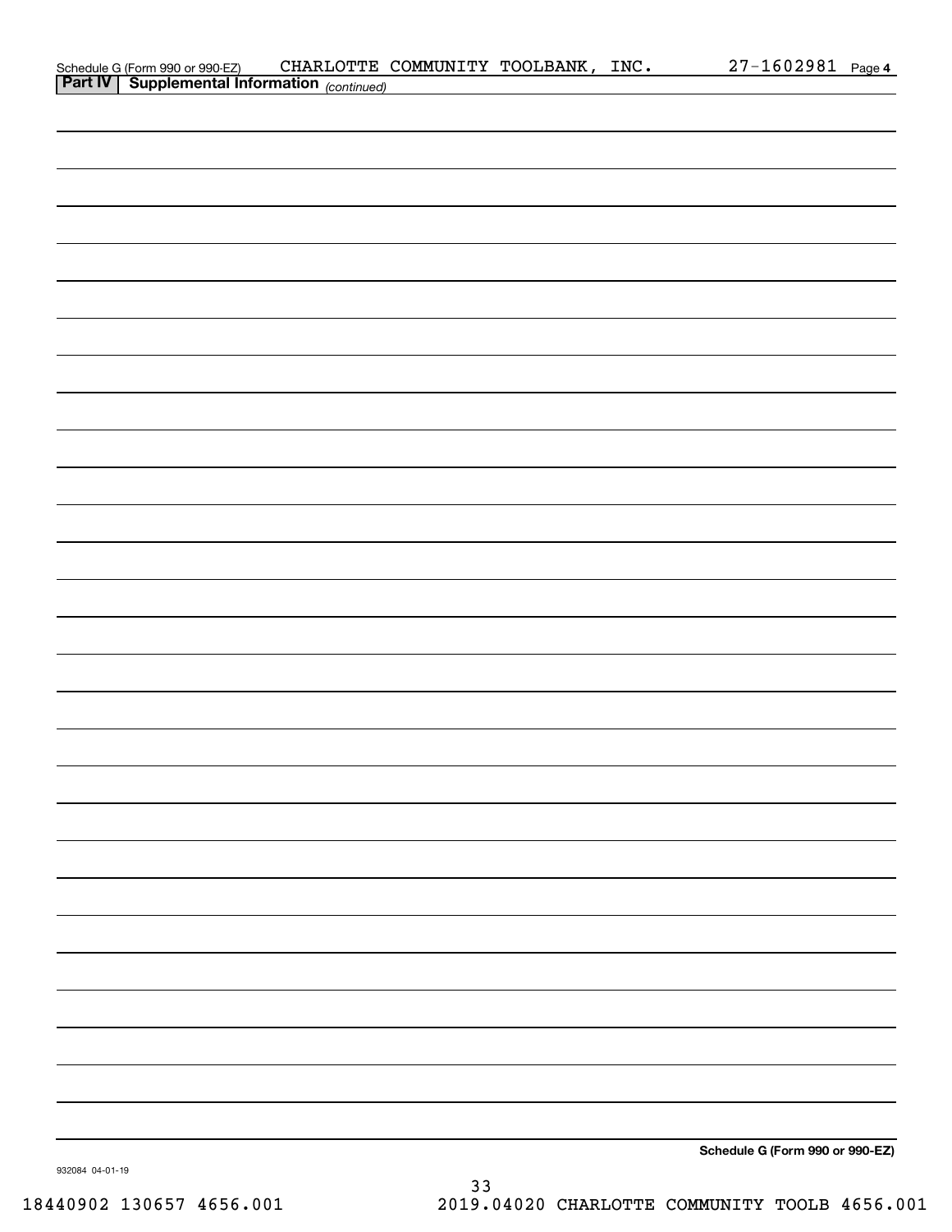Schedule G (Form 990 or 990-EZ) CHARLOTTE COMMUNITY TOOLBANK, INC. 27-1602981 Page 4

**Part IV | Supplemental Information** *(continued)*

**Schedule G (Form 990 or 990-EZ)**

932084 04-01-19

18440902 130657 4656.001 2019.04020 CHARLOTTE COMMUNITY TOOLB 4656.001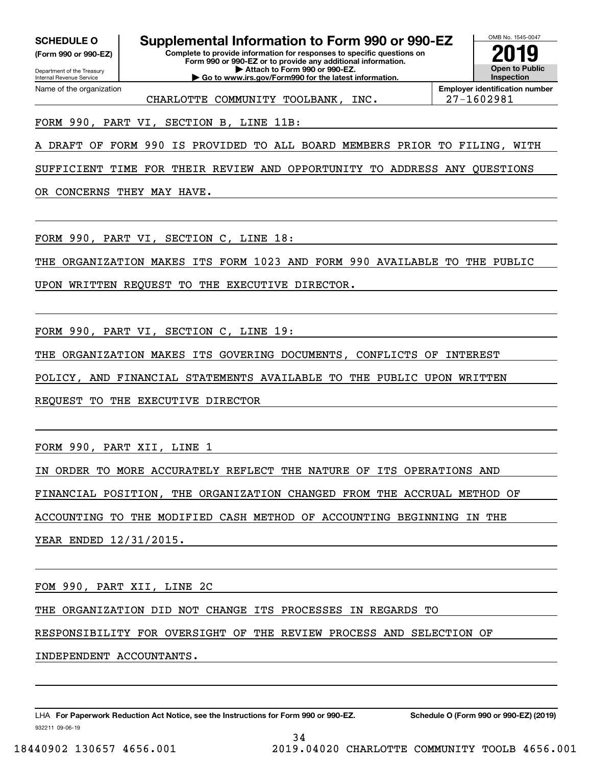**SCHEDULE O**
**(Form 990 or 990-EZ)**

Department of the Treasury
Internal Revenue Service

# Supplemental Information to Form 990 or 990-EZ

**Complete to provide information for responses to specific questions on Form 990 or 990-EZ or to provide any additional information.**
**▶ Attach to Form 990 or 990-EZ.**
**▶ Go to www.irs.gov/Form990 for the latest information.**

OMB No. 1545-0047
**2019**
**Open to Public Inspection**

Name of the organization: CHARLOTTE COMMUNITY TOOLBANK, INC.

**Employer identification number:** 27-1602981

FORM 990, PART VI, SECTION B, LINE 11B:

A DRAFT OF FORM 990 IS PROVIDED TO ALL BOARD MEMBERS PRIOR TO FILING, WITH SUFFICIENT TIME FOR THEIR REVIEW AND OPPORTUNITY TO ADDRESS ANY QUESTIONS OR CONCERNS THEY MAY HAVE.

FORM 990, PART VI, SECTION C, LINE 18:

THE ORGANIZATION MAKES ITS FORM 1023 AND FORM 990 AVAILABLE TO THE PUBLIC UPON WRITTEN REQUEST TO THE EXECUTIVE DIRECTOR.

FORM 990, PART VI, SECTION C, LINE 19:

THE ORGANIZATION MAKES ITS GOVERING DOCUMENTS, CONFLICTS OF INTEREST POLICY, AND FINANCIAL STATEMENTS AVAILABLE TO THE PUBLIC UPON WRITTEN REQUEST TO THE EXECUTIVE DIRECTOR

FORM 990, PART XII, LINE 1

IN ORDER TO MORE ACCURATELY REFLECT THE NATURE OF ITS OPERATIONS AND FINANCIAL POSITION, THE ORGANIZATION CHANGED FROM THE ACCRUAL METHOD OF ACCOUNTING TO THE MODIFIED CASH METHOD OF ACCOUNTING BEGINNING IN THE YEAR ENDED 12/31/2015.

FOM 990, PART XII, LINE 2C

THE ORGANIZATION DID NOT CHANGE ITS PROCESSES IN REGARDS TO RESPONSIBILITY FOR OVERSIGHT OF THE REVIEW PROCESS AND SELECTION OF INDEPENDENT ACCOUNTANTS.

LHA **For Paperwork Reduction Act Notice, see the Instructions for Form 990 or 990-EZ.** **Schedule O (Form 990 or 990-EZ) (2019)**

932211 09-06-19